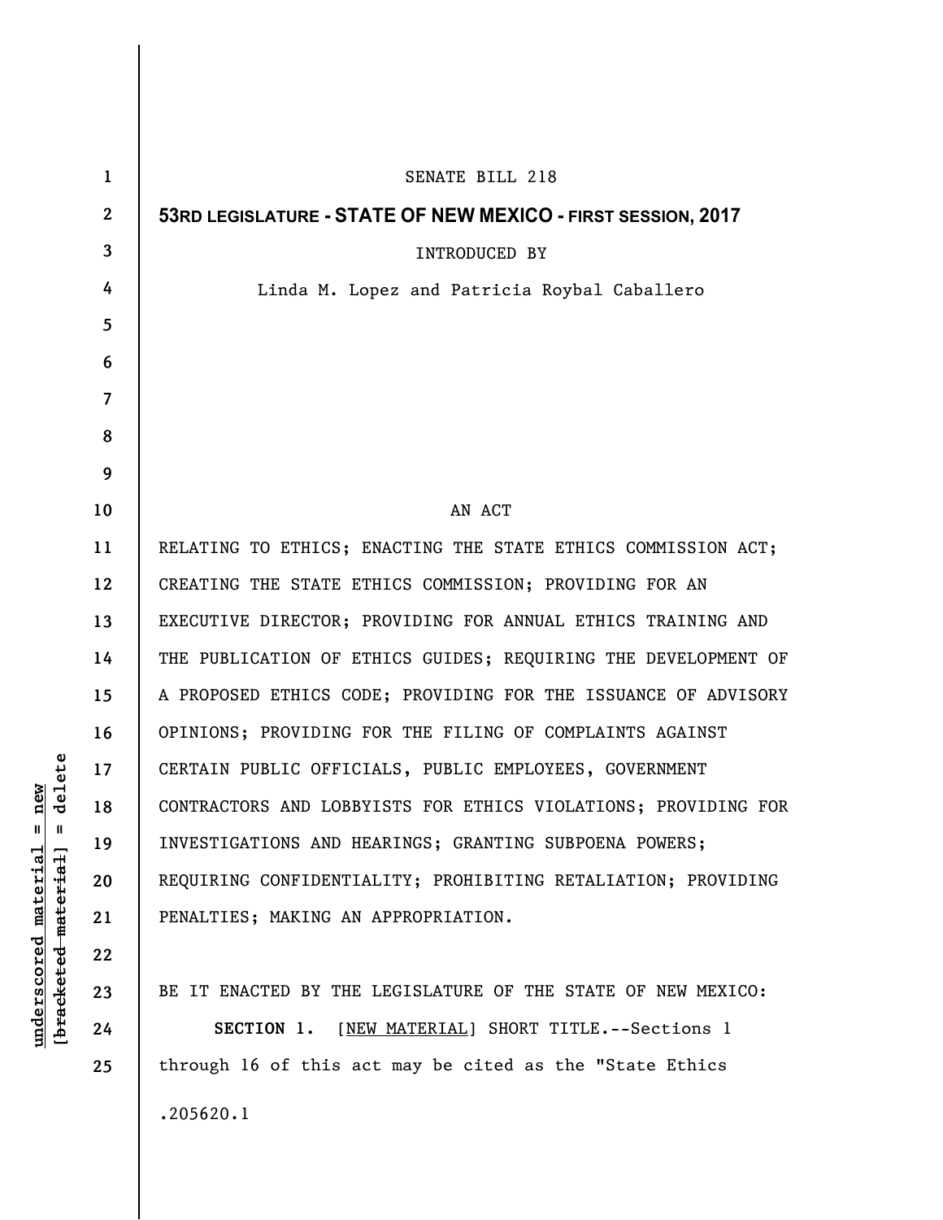SENATE BILL 218

**53RD LEGISLATURE - STATE OF NEW MEXICO - FIRST SESSION, 2017**

INTRODUCED BY

Linda M. Lopez and Patricia Roybal Caballero

AN ACT

RELATING TO ETHICS; ENACTING THE STATE ETHICS COMMISSION ACT; CREATING THE STATE ETHICS COMMISSION; PROVIDING FOR AN EXECUTIVE DIRECTOR; PROVIDING FOR ANNUAL ETHICS TRAINING AND THE PUBLICATION OF ETHICS GUIDES; REQUIRING THE DEVELOPMENT OF A PROPOSED ETHICS CODE; PROVIDING FOR THE ISSUANCE OF ADVISORY OPINIONS; PROVIDING FOR THE FILING OF COMPLAINTS AGAINST CERTAIN PUBLIC OFFICIALS, PUBLIC EMPLOYEES, GOVERNMENT CONTRACTORS AND LOBBYISTS FOR ETHICS VIOLATIONS; PROVIDING FOR INVESTIGATIONS AND HEARINGS; GRANTING SUBPOENA POWERS; REQUIRING CONFIDENTIALITY; PROHIBITING RETALIATION; PROVIDING PENALTIES; MAKING AN APPROPRIATION.

BE IT ENACTED BY THE LEGISLATURE OF THE STATE OF NEW MEXICO:

**SECTION 1.** [NEW MATERIAL] SHORT TITLE.--Sections 1 through 16 of this act may be cited as the "State Ethics

.205620.1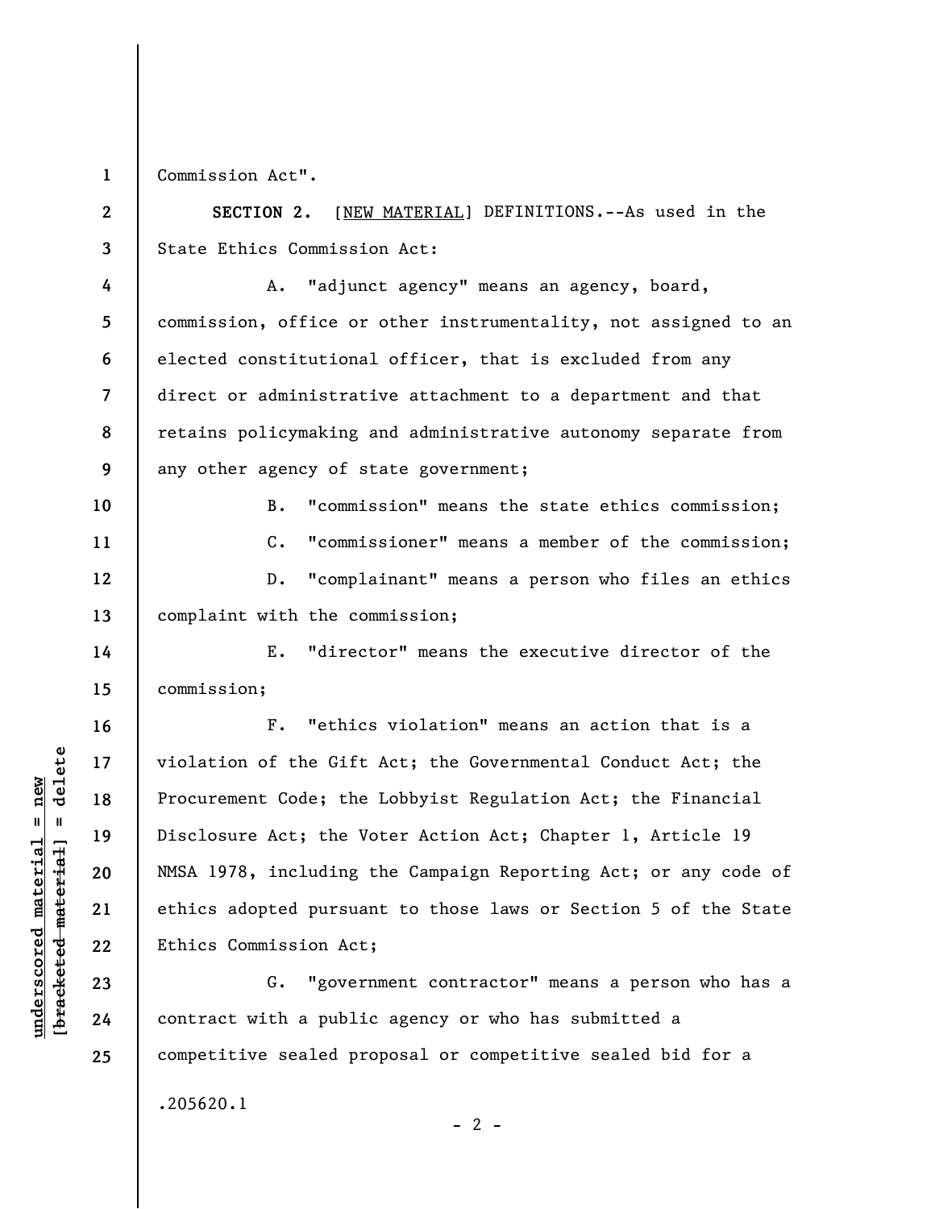Commission Act".

**SECTION 2.** [NEW MATERIAL] DEFINITIONS.--As used in the State Ethics Commission Act:

A. "adjunct agency" means an agency, board, commission, office or other instrumentality, not assigned to an elected constitutional officer, that is excluded from any direct or administrative attachment to a department and that retains policymaking and administrative autonomy separate from any other agency of state government;

B. "commission" means the state ethics commission;

C. "commissioner" means a member of the commission;

D. "complainant" means a person who files an ethics complaint with the commission;

E. "director" means the executive director of the commission;

F. "ethics violation" means an action that is a violation of the Gift Act; the Governmental Conduct Act; the Procurement Code; the Lobbyist Regulation Act; the Financial Disclosure Act; the Voter Action Act; Chapter 1, Article 19 NMSA 1978, including the Campaign Reporting Act; or any code of ethics adopted pursuant to those laws or Section 5 of the State Ethics Commission Act;

G. "government contractor" means a person who has a contract with a public agency or who has submitted a competitive sealed proposal or competitive sealed bid for a

.205620.1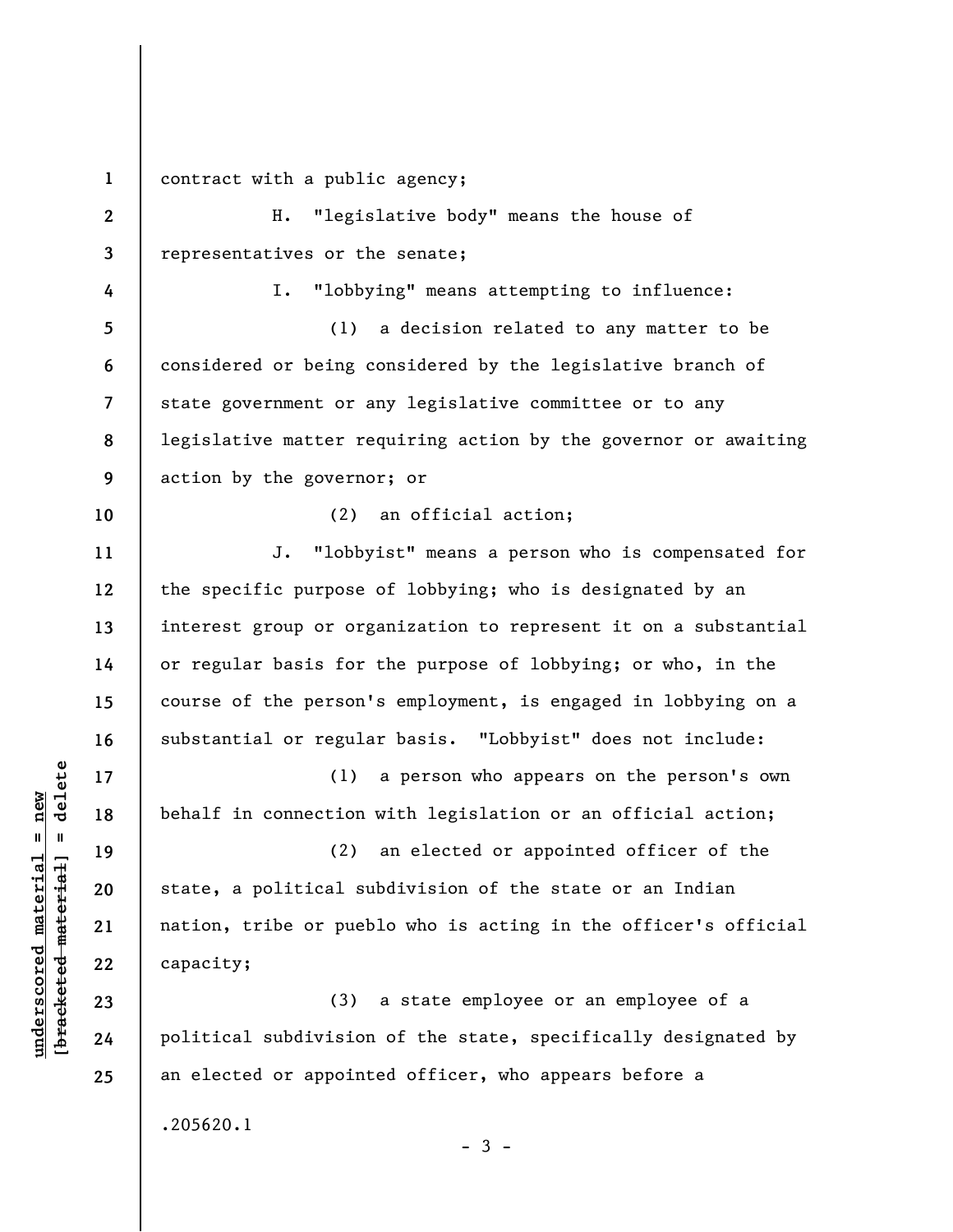contract with a public agency;

H. "legislative body" means the house of representatives or the senate;

I. "lobbying" means attempting to influence:

(1) a decision related to any matter to be considered or being considered by the legislative branch of state government or any legislative committee or to any legislative matter requiring action by the governor or awaiting action by the governor; or

(2) an official action;

J. "lobbyist" means a person who is compensated for the specific purpose of lobbying; who is designated by an interest group or organization to represent it on a substantial or regular basis for the purpose of lobbying; or who, in the course of the person's employment, is engaged in lobbying on a substantial or regular basis. "Lobbyist" does not include:

(1) a person who appears on the person's own behalf in connection with legislation or an official action;

(2) an elected or appointed officer of the state, a political subdivision of the state or an Indian nation, tribe or pueblo who is acting in the officer's official capacity;

(3) a state employee or an employee of a political subdivision of the state, specifically designated by an elected or appointed officer, who appears before a

.205620.1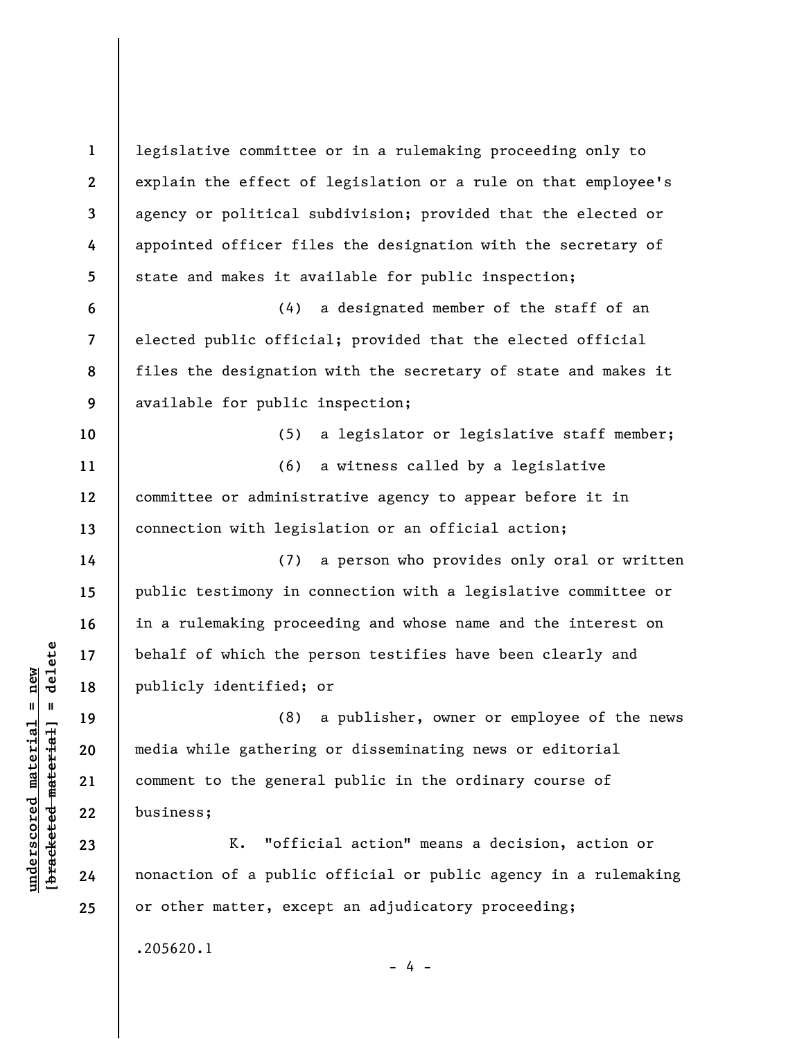legislative committee or in a rulemaking proceeding only to explain the effect of legislation or a rule on that employee's agency or political subdivision; provided that the elected or appointed officer files the designation with the secretary of state and makes it available for public inspection;

(4) a designated member of the staff of an elected public official; provided that the elected official files the designation with the secretary of state and makes it available for public inspection;

(5) a legislator or legislative staff member;

(6) a witness called by a legislative committee or administrative agency to appear before it in connection with legislation or an official action;

(7) a person who provides only oral or written public testimony in connection with a legislative committee or in a rulemaking proceeding and whose name and the interest on behalf of which the person testifies have been clearly and publicly identified; or

(8) a publisher, owner or employee of the news media while gathering or disseminating news or editorial comment to the general public in the ordinary course of business;

K. "official action" means a decision, action or nonaction of a public official or public agency in a rulemaking or other matter, except an adjudicatory proceeding;

.205620.1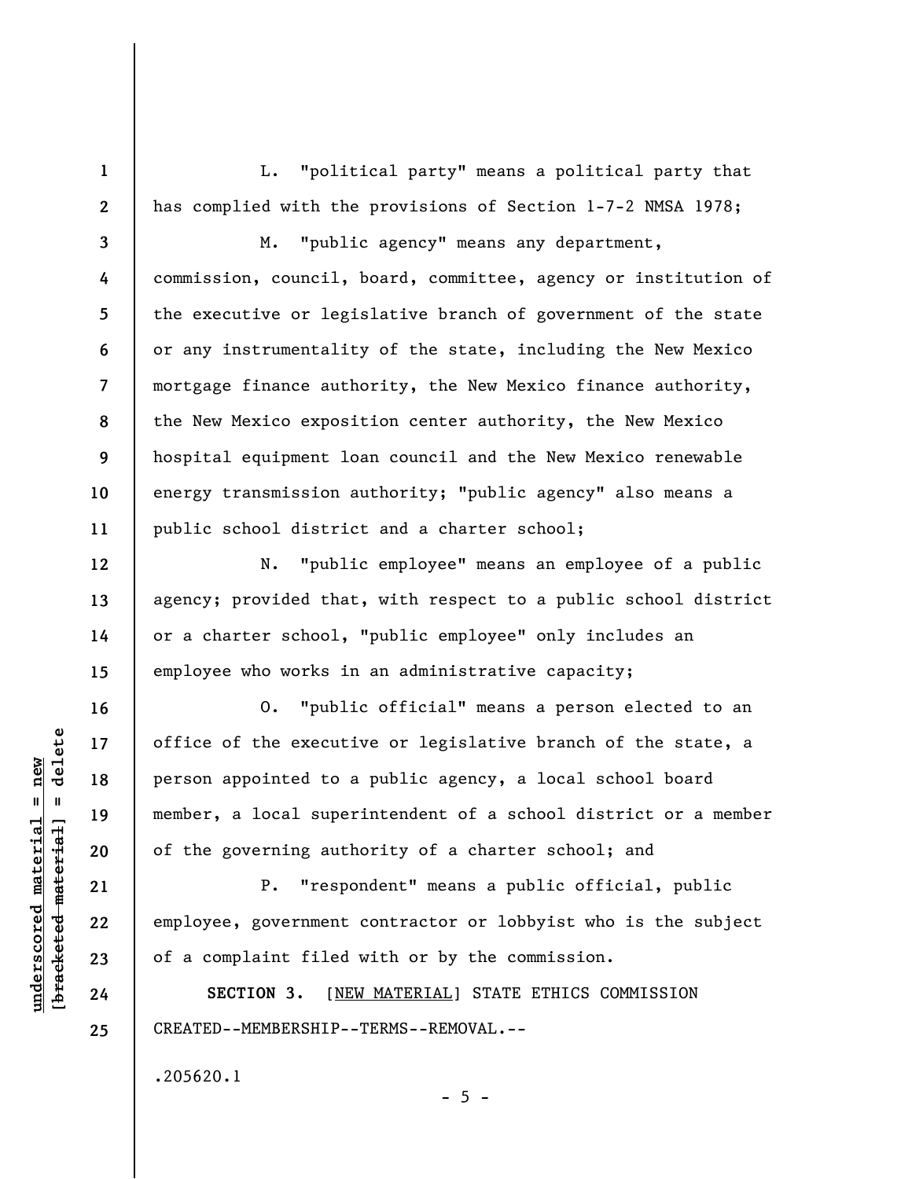L. "political party" means a political party that has complied with the provisions of Section 1-7-2 NMSA 1978;

M. "public agency" means any department, commission, council, board, committee, agency or institution of the executive or legislative branch of government of the state or any instrumentality of the state, including the New Mexico mortgage finance authority, the New Mexico finance authority, the New Mexico exposition center authority, the New Mexico hospital equipment loan council and the New Mexico renewable energy transmission authority; "public agency" also means a public school district and a charter school;

N. "public employee" means an employee of a public agency; provided that, with respect to a public school district or a charter school, "public employee" only includes an employee who works in an administrative capacity;

O. "public official" means a person elected to an office of the executive or legislative branch of the state, a person appointed to a public agency, a local school board member, a local superintendent of a school district or a member of the governing authority of a charter school; and

P. "respondent" means a public official, public employee, government contractor or lobbyist who is the subject of a complaint filed with or by the commission.

**SECTION 3.** [NEW MATERIAL] STATE ETHICS COMMISSION CREATED--MEMBERSHIP--TERMS--REMOVAL.--

.205620.1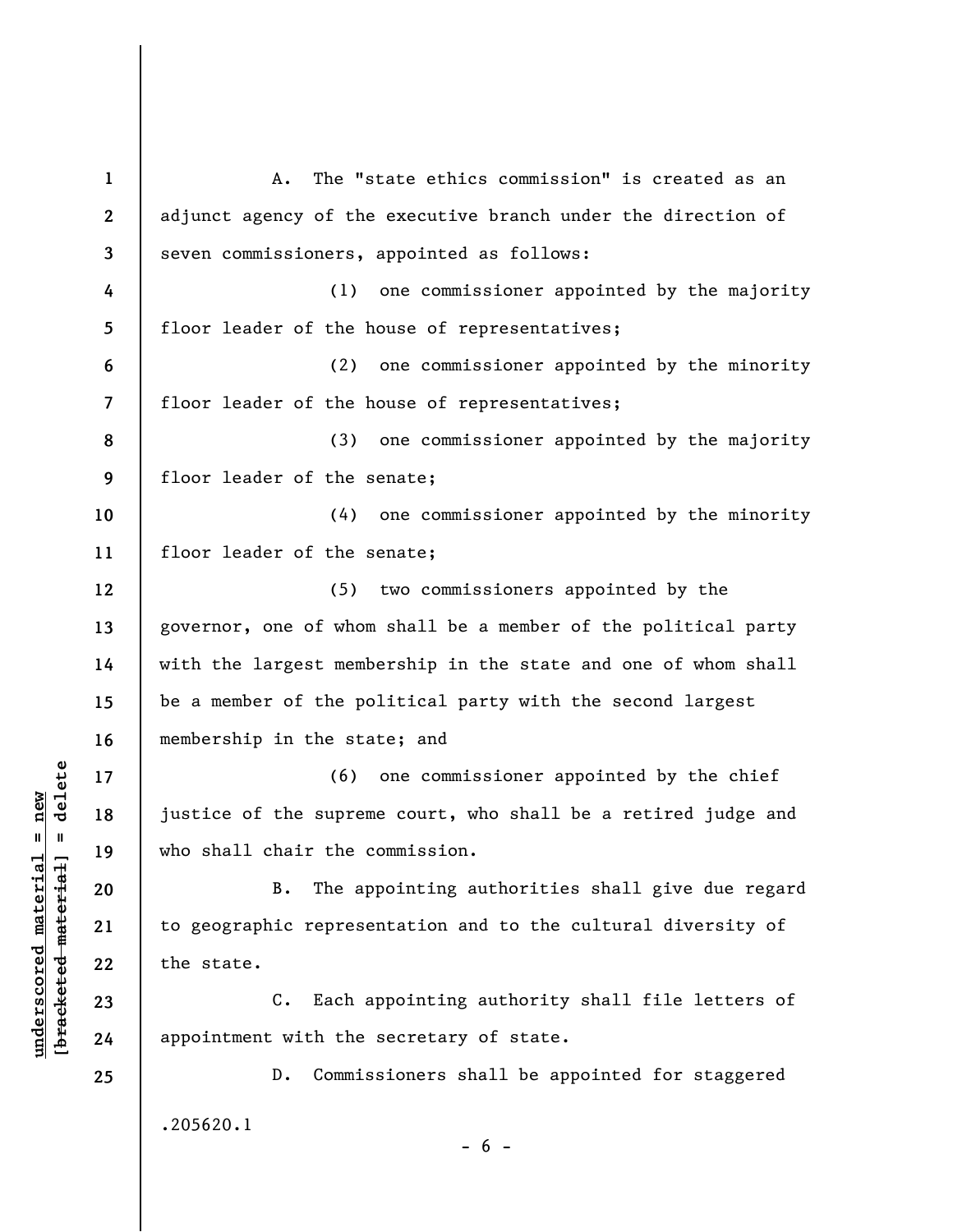A. The "state ethics commission" is created as an adjunct agency of the executive branch under the direction of seven commissioners, appointed as follows:

(1) one commissioner appointed by the majority floor leader of the house of representatives;

(2) one commissioner appointed by the minority floor leader of the house of representatives;

(3) one commissioner appointed by the majority floor leader of the senate;

(4) one commissioner appointed by the minority floor leader of the senate;

(5) two commissioners appointed by the governor, one of whom shall be a member of the political party with the largest membership in the state and one of whom shall be a member of the political party with the second largest membership in the state; and

(6) one commissioner appointed by the chief justice of the supreme court, who shall be a retired judge and who shall chair the commission.

B. The appointing authorities shall give due regard to geographic representation and to the cultural diversity of the state.

C. Each appointing authority shall file letters of appointment with the secretary of state.

D. Commissioners shall be appointed for staggered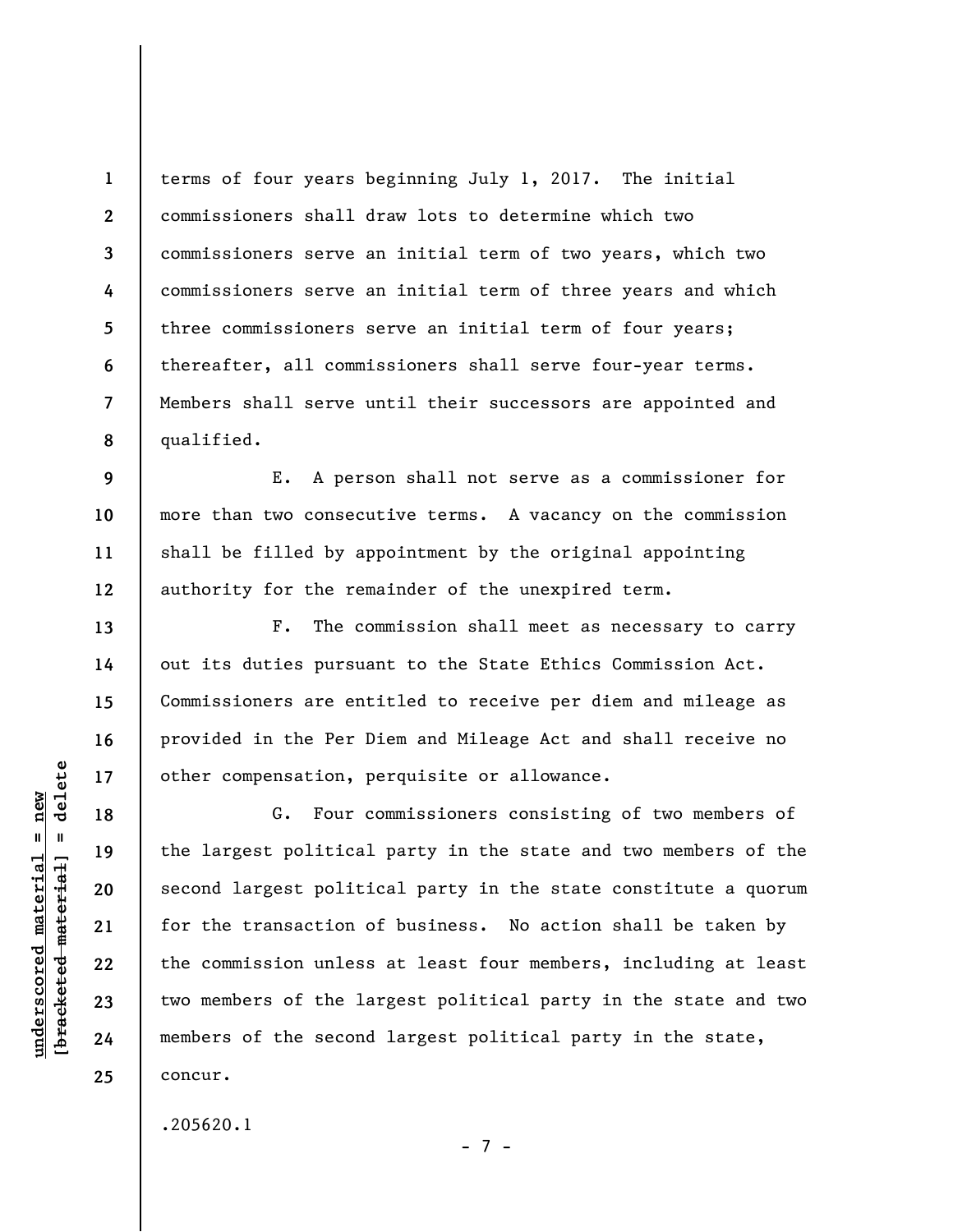terms of four years beginning July 1, 2017. The initial commissioners shall draw lots to determine which two commissioners serve an initial term of two years, which two commissioners serve an initial term of three years and which three commissioners serve an initial term of four years; thereafter, all commissioners shall serve four-year terms. Members shall serve until their successors are appointed and qualified.

E. A person shall not serve as a commissioner for more than two consecutive terms. A vacancy on the commission shall be filled by appointment by the original appointing authority for the remainder of the unexpired term.

F. The commission shall meet as necessary to carry out its duties pursuant to the State Ethics Commission Act. Commissioners are entitled to receive per diem and mileage as provided in the Per Diem and Mileage Act and shall receive no other compensation, perquisite or allowance.

G. Four commissioners consisting of two members of the largest political party in the state and two members of the second largest political party in the state constitute a quorum for the transaction of business. No action shall be taken by the commission unless at least four members, including at least two members of the largest political party in the state and two members of the second largest political party in the state, concur.

.205620.1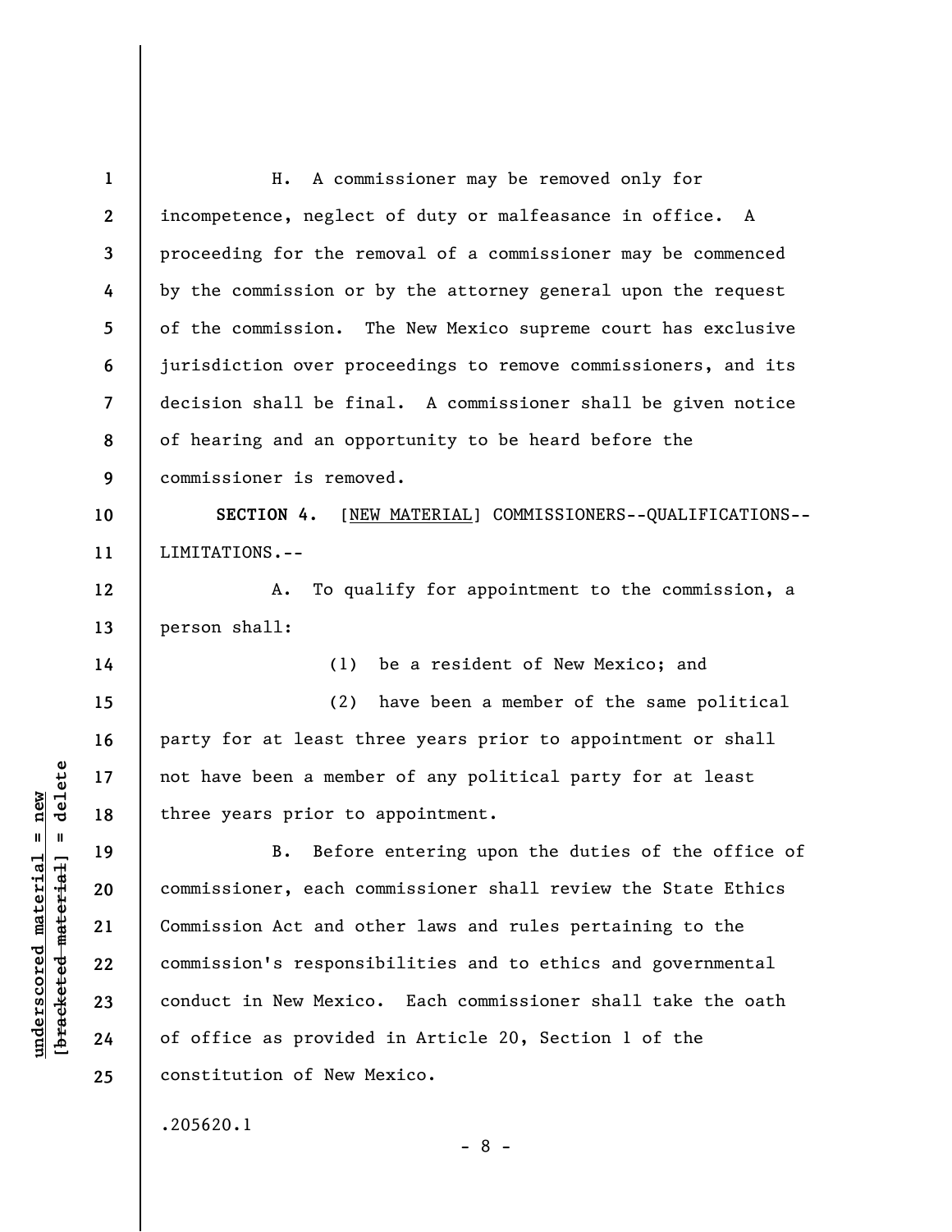H. A commissioner may be removed only for incompetence, neglect of duty or malfeasance in office. A proceeding for the removal of a commissioner may be commenced by the commission or by the attorney general upon the request of the commission. The New Mexico supreme court has exclusive jurisdiction over proceedings to remove commissioners, and its decision shall be final. A commissioner shall be given notice of hearing and an opportunity to be heard before the commissioner is removed.

**SECTION 4.** [NEW MATERIAL] COMMISSIONERS--QUALIFICATIONS--LIMITATIONS.--

A. To qualify for appointment to the commission, a person shall:

(1) be a resident of New Mexico; and

(2) have been a member of the same political party for at least three years prior to appointment or shall not have been a member of any political party for at least three years prior to appointment.

B. Before entering upon the duties of the office of commissioner, each commissioner shall review the State Ethics Commission Act and other laws and rules pertaining to the commission's responsibilities and to ethics and governmental conduct in New Mexico. Each commissioner shall take the oath of office as provided in Article 20, Section 1 of the constitution of New Mexico.

.205620.1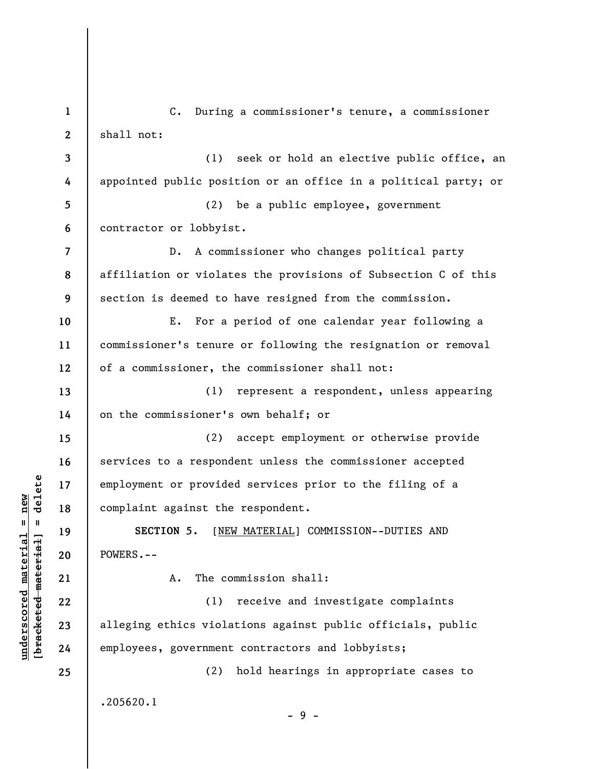C. During a commissioner's tenure, a commissioner shall not:

(1) seek or hold an elective public office, an appointed public position or an office in a political party; or

(2) be a public employee, government contractor or lobbyist.

D. A commissioner who changes political party affiliation or violates the provisions of Subsection C of this section is deemed to have resigned from the commission.

E. For a period of one calendar year following a commissioner's tenure or following the resignation or removal of a commissioner, the commissioner shall not:

(1) represent a respondent, unless appearing on the commissioner's own behalf; or

(2) accept employment or otherwise provide services to a respondent unless the commissioner accepted employment or provided services prior to the filing of a complaint against the respondent.

**SECTION 5.** [NEW MATERIAL] COMMISSION--DUTIES AND POWERS.--

A. The commission shall:

(1) receive and investigate complaints alleging ethics violations against public officials, public employees, government contractors and lobbyists;

(2) hold hearings in appropriate cases to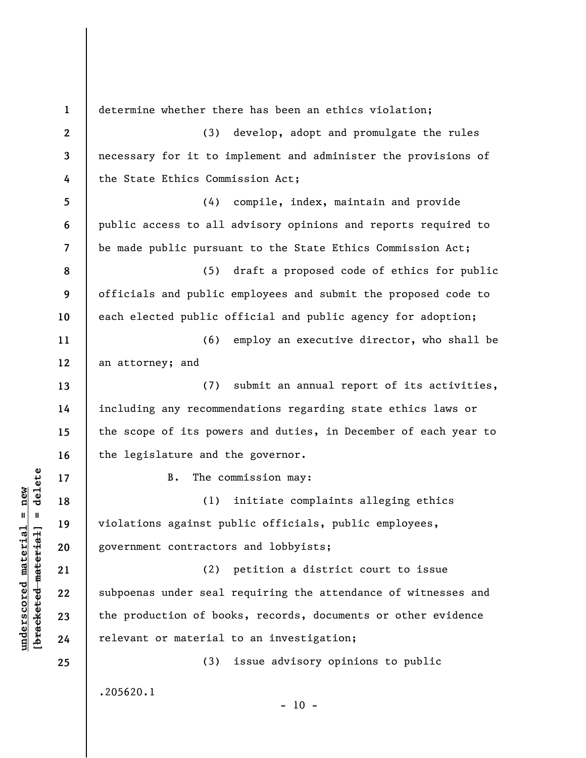determine whether there has been an ethics violation;

(3) develop, adopt and promulgate the rules necessary for it to implement and administer the provisions of the State Ethics Commission Act;

(4) compile, index, maintain and provide public access to all advisory opinions and reports required to be made public pursuant to the State Ethics Commission Act;

(5) draft a proposed code of ethics for public officials and public employees and submit the proposed code to each elected public official and public agency for adoption;

(6) employ an executive director, who shall be an attorney; and

(7) submit an annual report of its activities, including any recommendations regarding state ethics laws or the scope of its powers and duties, in December of each year to the legislature and the governor.

B. The commission may:

(1) initiate complaints alleging ethics violations against public officials, public employees, government contractors and lobbyists;

(2) petition a district court to issue subpoenas under seal requiring the attendance of witnesses and the production of books, records, documents or other evidence relevant or material to an investigation;

(3) issue advisory opinions to public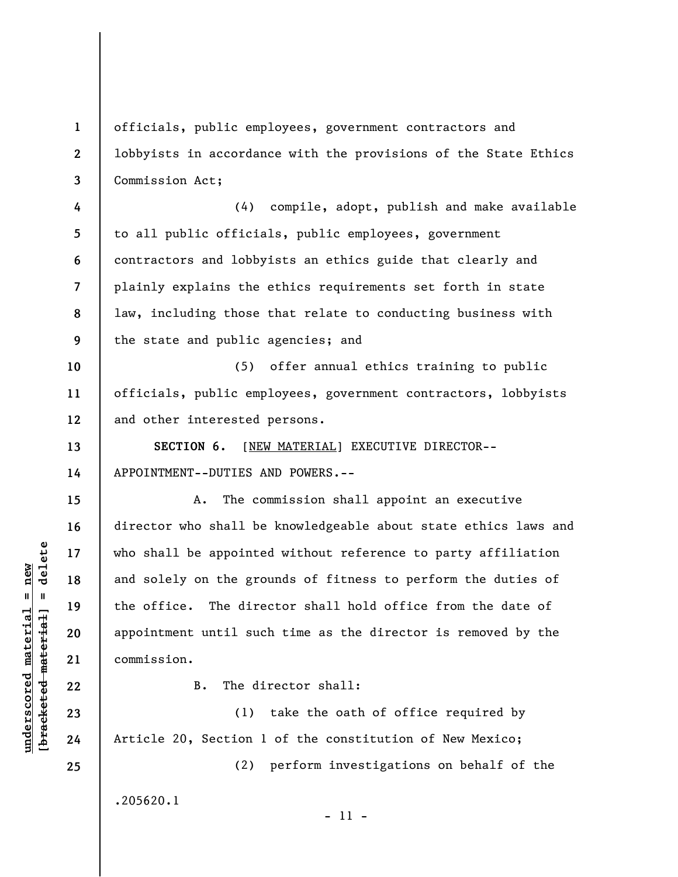officials, public employees, government contractors and lobbyists in accordance with the provisions of the State Ethics Commission Act;

(4) compile, adopt, publish and make available to all public officials, public employees, government contractors and lobbyists an ethics guide that clearly and plainly explains the ethics requirements set forth in state law, including those that relate to conducting business with the state and public agencies; and

(5) offer annual ethics training to public officials, public employees, government contractors, lobbyists and other interested persons.

**SECTION 6.** [NEW MATERIAL] EXECUTIVE DIRECTOR--APPOINTMENT--DUTIES AND POWERS.--

A. The commission shall appoint an executive director who shall be knowledgeable about state ethics laws and who shall be appointed without reference to party affiliation and solely on the grounds of fitness to perform the duties of the office. The director shall hold office from the date of appointment until such time as the director is removed by the commission.

B. The director shall:

(1) take the oath of office required by Article 20, Section 1 of the constitution of New Mexico;

(2) perform investigations on behalf of the

.205620.1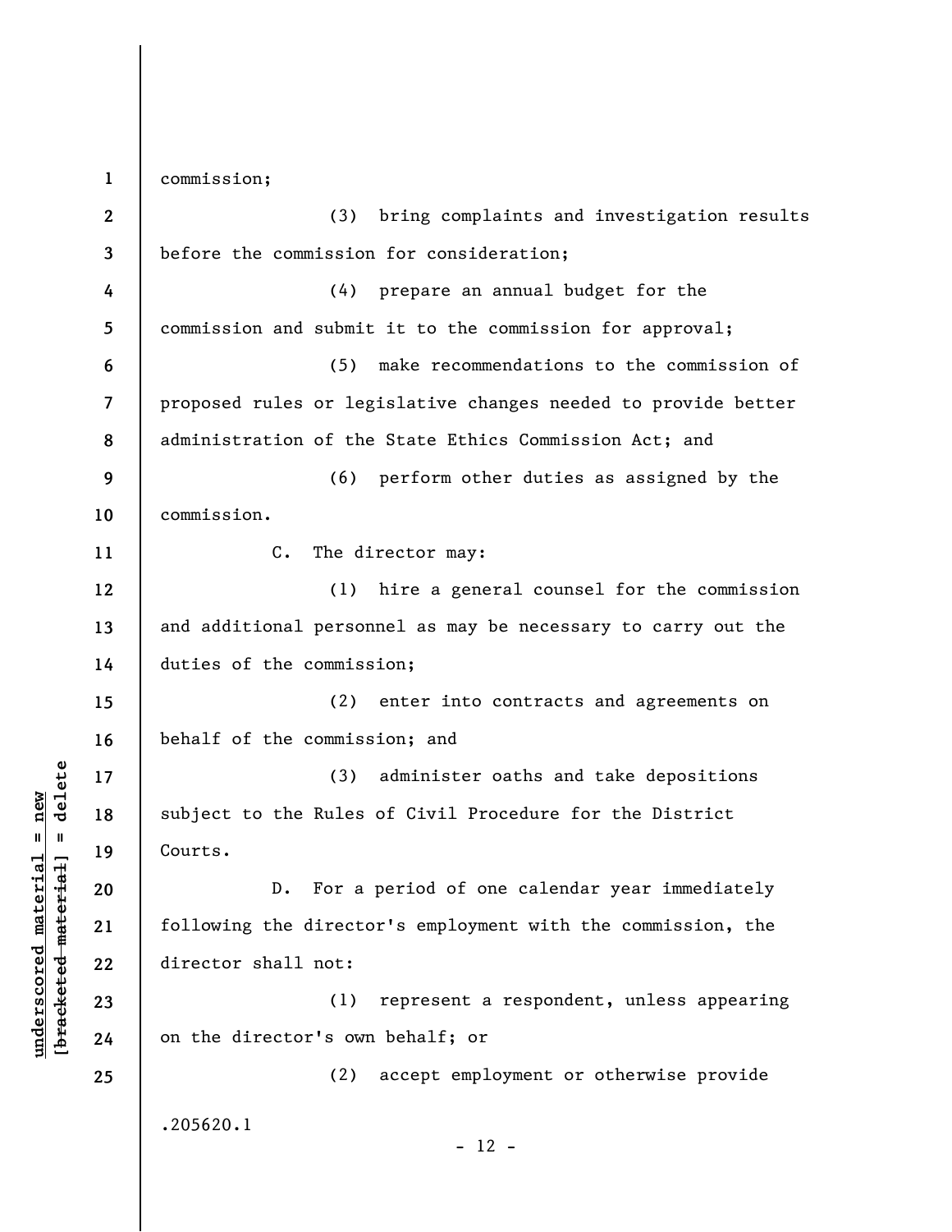commission;

(3) bring complaints and investigation results before the commission for consideration;

(4) prepare an annual budget for the commission and submit it to the commission for approval;

(5) make recommendations to the commission of proposed rules or legislative changes needed to provide better administration of the State Ethics Commission Act; and

(6) perform other duties as assigned by the commission.

C. The director may:

(1) hire a general counsel for the commission and additional personnel as may be necessary to carry out the duties of the commission;

(2) enter into contracts and agreements on behalf of the commission; and

(3) administer oaths and take depositions subject to the Rules of Civil Procedure for the District Courts.

D. For a period of one calendar year immediately following the director's employment with the commission, the director shall not:

(1) represent a respondent, unless appearing on the director's own behalf; or

(2) accept employment or otherwise provide

.205620.1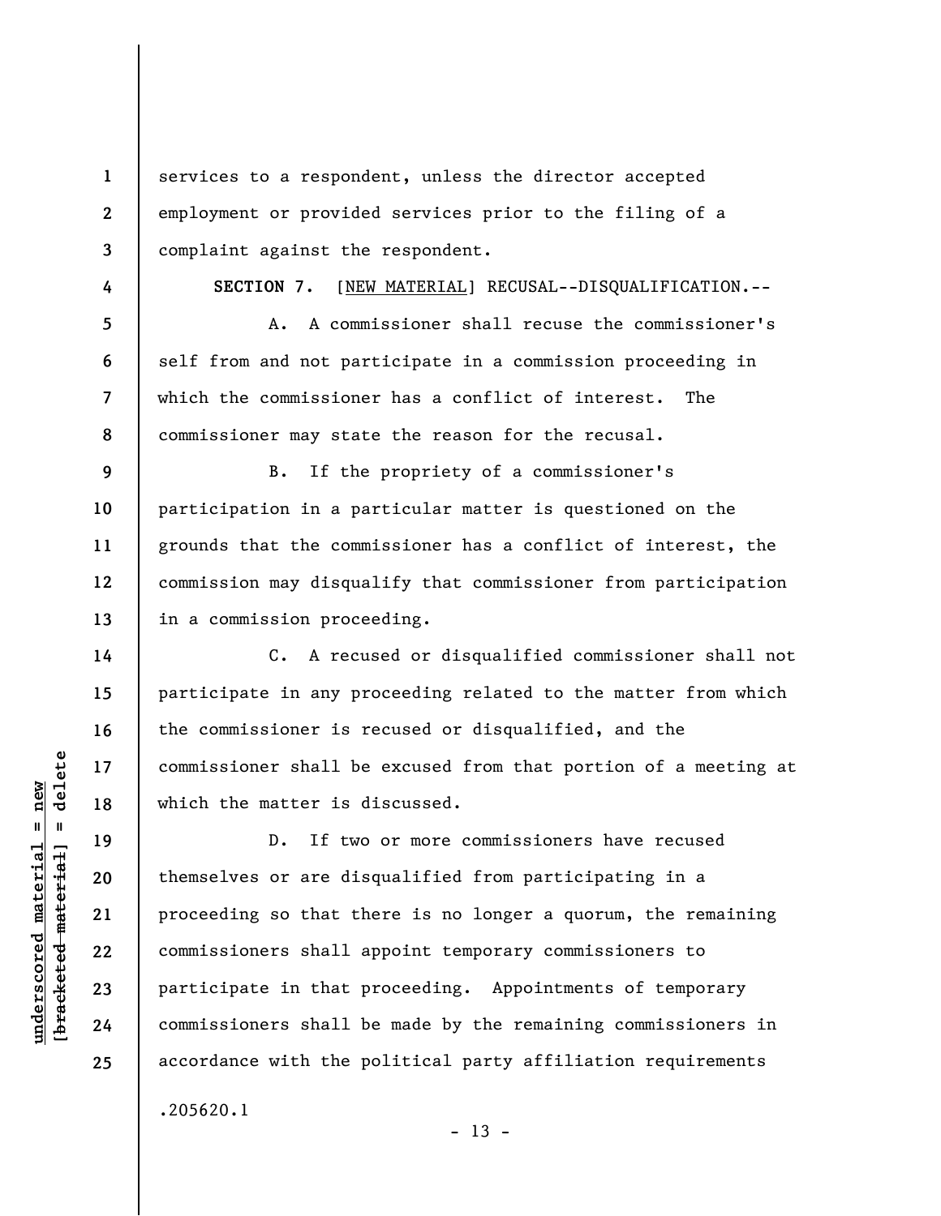services to a respondent, unless the director accepted employment or provided services prior to the filing of a complaint against the respondent.

**SECTION 7.** [NEW MATERIAL] RECUSAL--DISQUALIFICATION.--

A. A commissioner shall recuse the commissioner's self from and not participate in a commission proceeding in which the commissioner has a conflict of interest. The commissioner may state the reason for the recusal.

B. If the propriety of a commissioner's participation in a particular matter is questioned on the grounds that the commissioner has a conflict of interest, the commission may disqualify that commissioner from participation in a commission proceeding.

C. A recused or disqualified commissioner shall not participate in any proceeding related to the matter from which the commissioner is recused or disqualified, and the commissioner shall be excused from that portion of a meeting at which the matter is discussed.

D. If two or more commissioners have recused themselves or are disqualified from participating in a proceeding so that there is no longer a quorum, the remaining commissioners shall appoint temporary commissioners to participate in that proceeding. Appointments of temporary commissioners shall be made by the remaining commissioners in accordance with the political party affiliation requirements

.205620.1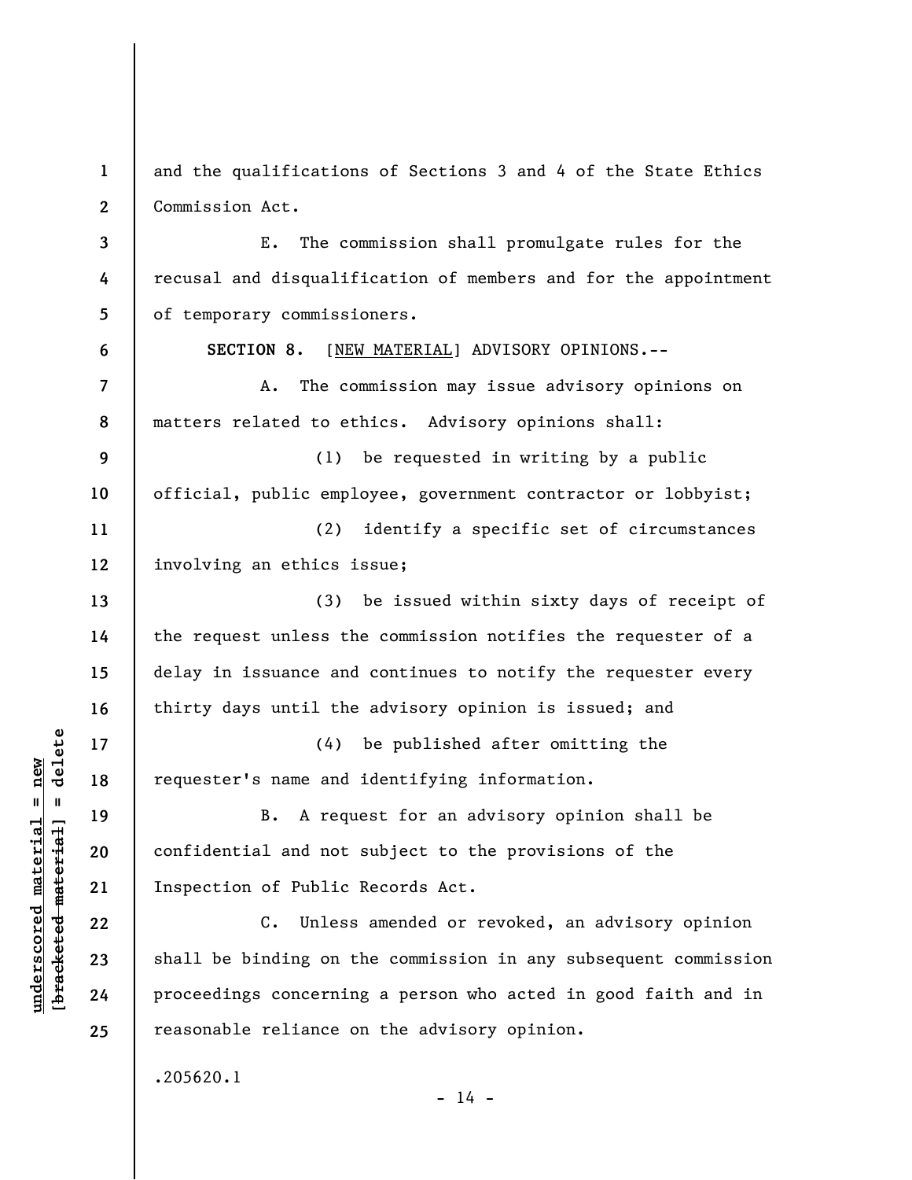and the qualifications of Sections 3 and 4 of the State Ethics Commission Act.

E. The commission shall promulgate rules for the recusal and disqualification of members and for the appointment of temporary commissioners.

**SECTION 8.** [NEW MATERIAL] ADVISORY OPINIONS.--

A. The commission may issue advisory opinions on matters related to ethics. Advisory opinions shall:

(1) be requested in writing by a public official, public employee, government contractor or lobbyist;

(2) identify a specific set of circumstances involving an ethics issue;

(3) be issued within sixty days of receipt of the request unless the commission notifies the requester of a delay in issuance and continues to notify the requester every thirty days until the advisory opinion is issued; and

(4) be published after omitting the requester's name and identifying information.

B. A request for an advisory opinion shall be confidential and not subject to the provisions of the Inspection of Public Records Act.

C. Unless amended or revoked, an advisory opinion shall be binding on the commission in any subsequent commission proceedings concerning a person who acted in good faith and in reasonable reliance on the advisory opinion.

.205620.1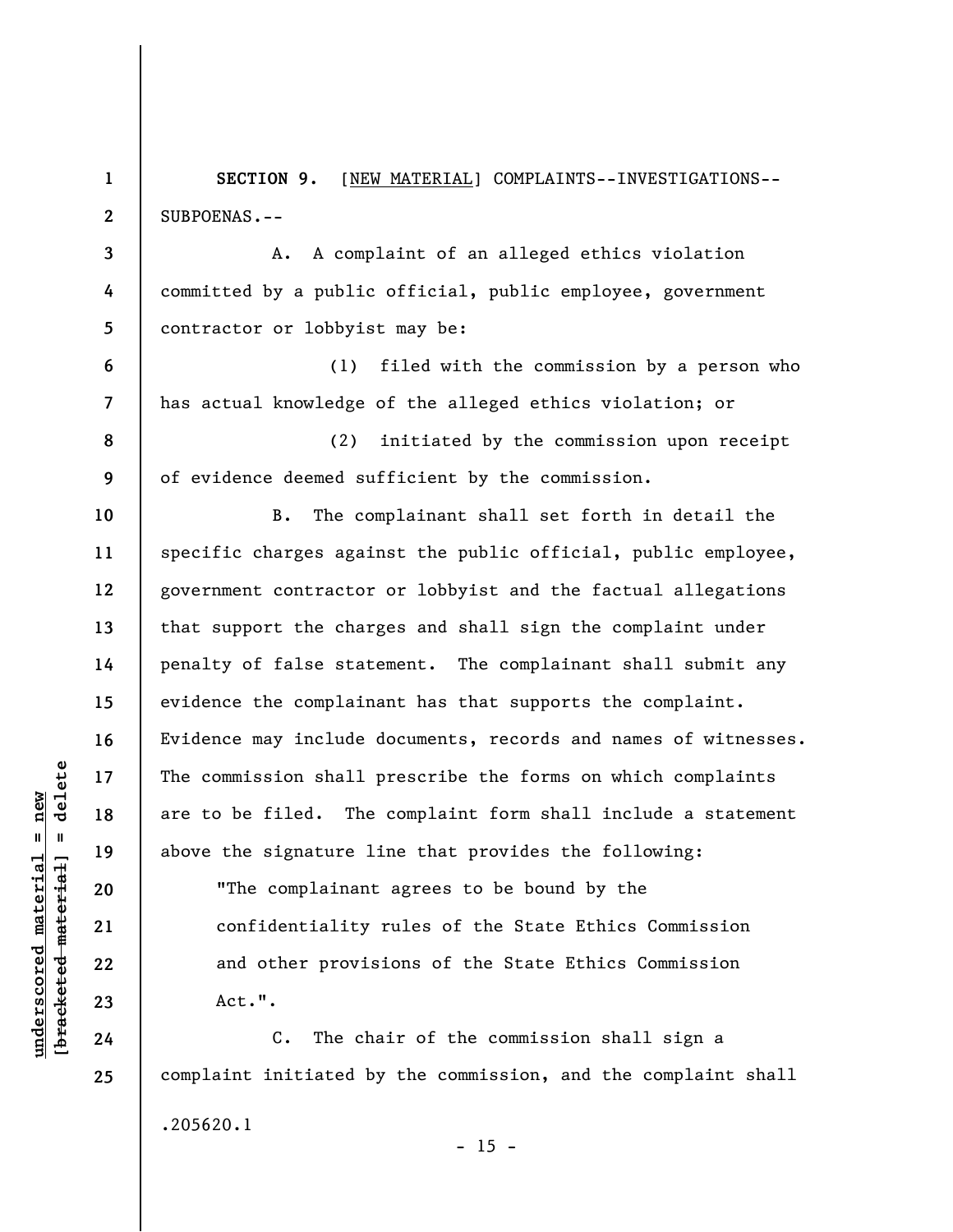**SECTION 9.** [NEW MATERIAL] COMPLAINTS--INVESTIGATIONS--SUBPOENAS.--

A. A complaint of an alleged ethics violation committed by a public official, public employee, government contractor or lobbyist may be:

(1) filed with the commission by a person who has actual knowledge of the alleged ethics violation; or

(2) initiated by the commission upon receipt of evidence deemed sufficient by the commission.

B. The complainant shall set forth in detail the specific charges against the public official, public employee, government contractor or lobbyist and the factual allegations that support the charges and shall sign the complaint under penalty of false statement. The complainant shall submit any evidence the complainant has that supports the complaint. Evidence may include documents, records and names of witnesses. The commission shall prescribe the forms on which complaints are to be filed. The complaint form shall include a statement above the signature line that provides the following:

> "The complainant agrees to be bound by the confidentiality rules of the State Ethics Commission and other provisions of the State Ethics Commission Act.".

C. The chair of the commission shall sign a complaint initiated by the commission, and the complaint shall

.205620.1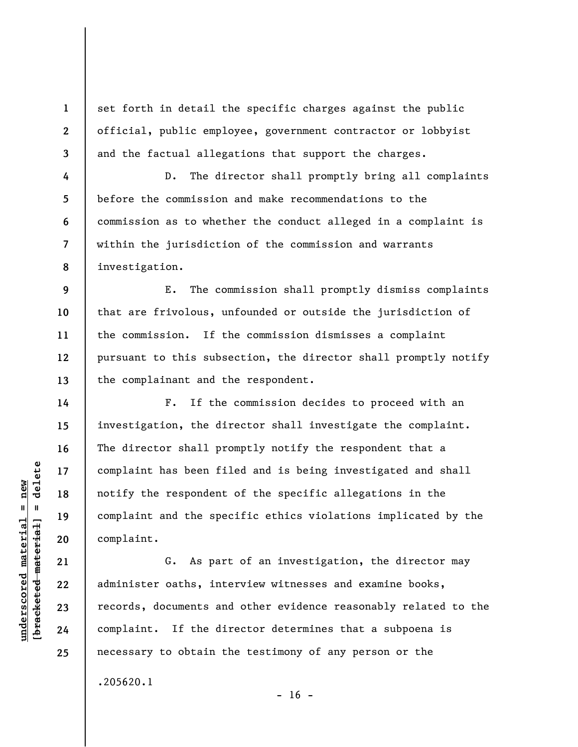set forth in detail the specific charges against the public official, public employee, government contractor or lobbyist and the factual allegations that support the charges.

D. The director shall promptly bring all complaints before the commission and make recommendations to the commission as to whether the conduct alleged in a complaint is within the jurisdiction of the commission and warrants investigation.

E. The commission shall promptly dismiss complaints that are frivolous, unfounded or outside the jurisdiction of the commission. If the commission dismisses a complaint pursuant to this subsection, the director shall promptly notify the complainant and the respondent.

F. If the commission decides to proceed with an investigation, the director shall investigate the complaint. The director shall promptly notify the respondent that a complaint has been filed and is being investigated and shall notify the respondent of the specific allegations in the complaint and the specific ethics violations implicated by the complaint.

G. As part of an investigation, the director may administer oaths, interview witnesses and examine books, records, documents and other evidence reasonably related to the complaint. If the director determines that a subpoena is necessary to obtain the testimony of any person or the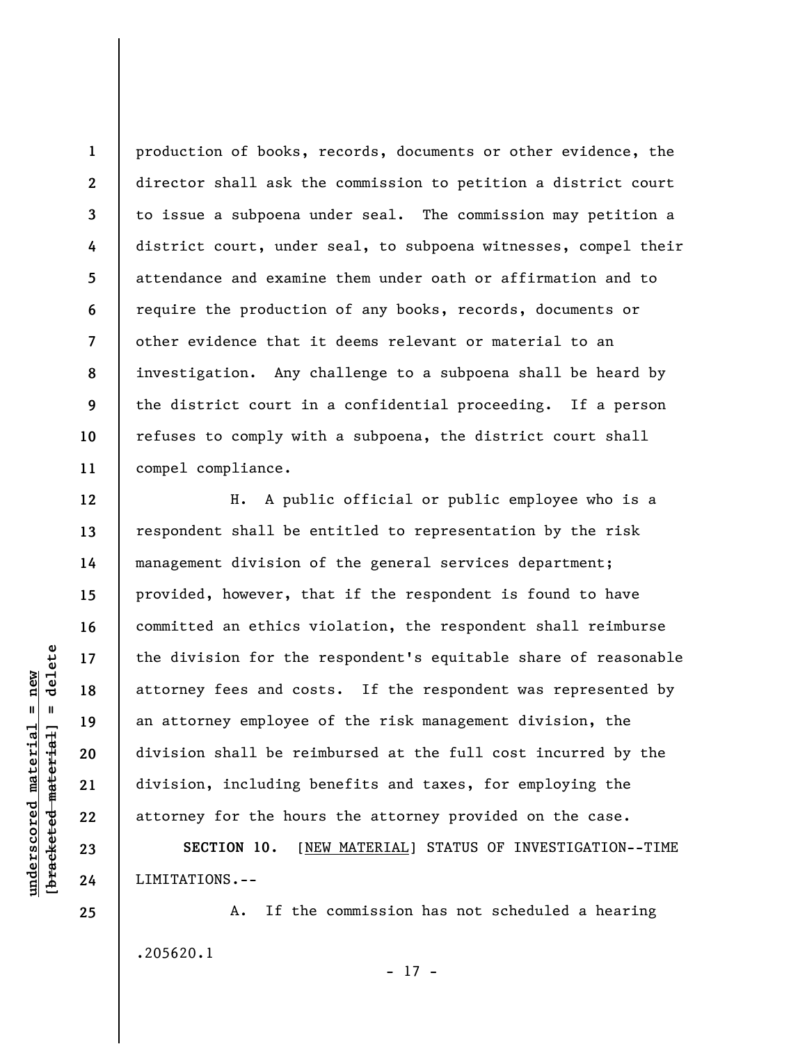production of books, records, documents or other evidence, the director shall ask the commission to petition a district court to issue a subpoena under seal. The commission may petition a district court, under seal, to subpoena witnesses, compel their attendance and examine them under oath or affirmation and to require the production of any books, records, documents or other evidence that it deems relevant or material to an investigation. Any challenge to a subpoena shall be heard by the district court in a confidential proceeding. If a person refuses to comply with a subpoena, the district court shall compel compliance.

H. A public official or public employee who is a respondent shall be entitled to representation by the risk management division of the general services department; provided, however, that if the respondent is found to have committed an ethics violation, the respondent shall reimburse the division for the respondent's equitable share of reasonable attorney fees and costs. If the respondent was represented by an attorney employee of the risk management division, the division shall be reimbursed at the full cost incurred by the division, including benefits and taxes, for employing the attorney for the hours the attorney provided on the case.

**SECTION 10.** [NEW MATERIAL] STATUS OF INVESTIGATION--TIME LIMITATIONS.--

A. If the commission has not scheduled a hearing

.205620.1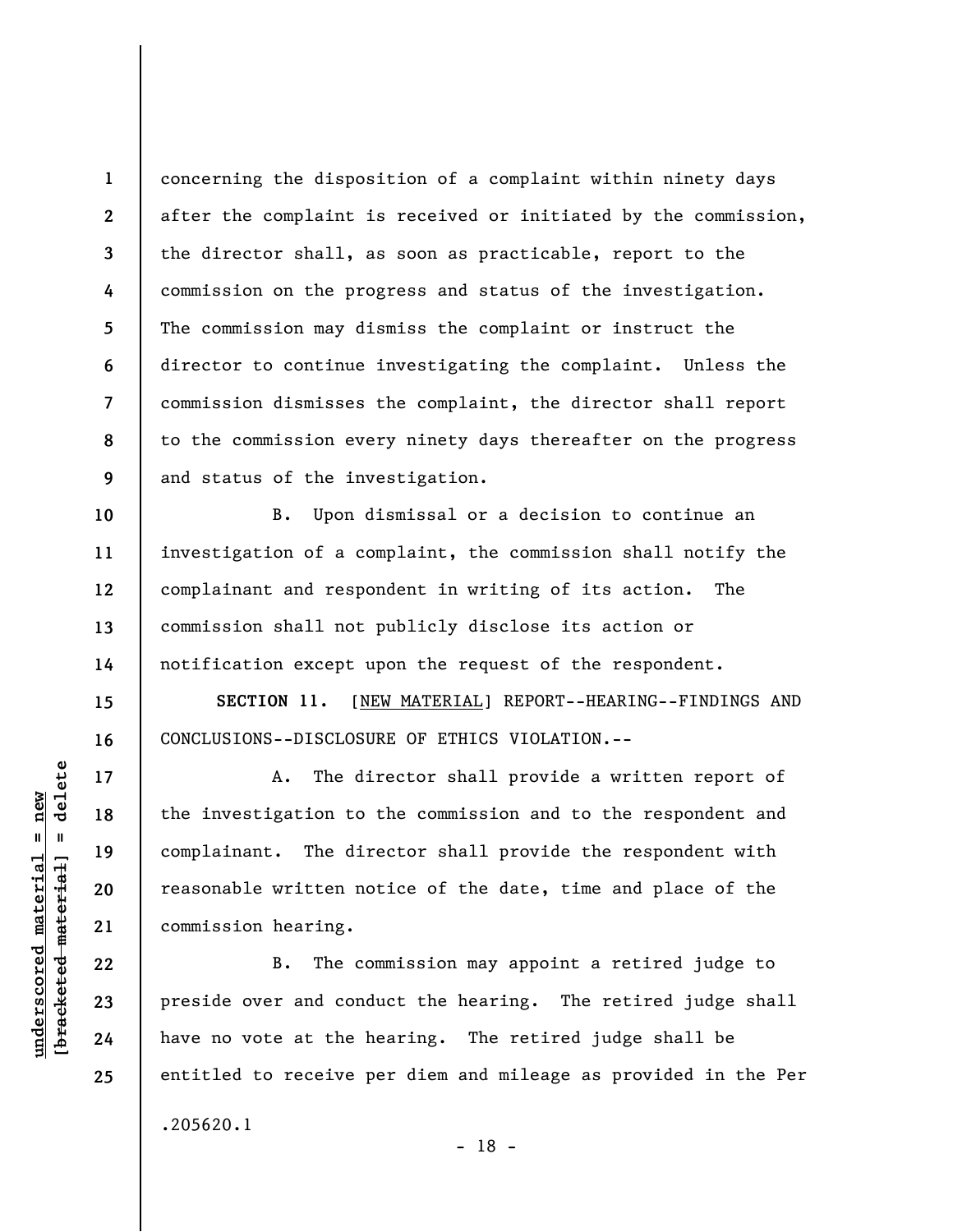concerning the disposition of a complaint within ninety days after the complaint is received or initiated by the commission, the director shall, as soon as practicable, report to the commission on the progress and status of the investigation. The commission may dismiss the complaint or instruct the director to continue investigating the complaint. Unless the commission dismisses the complaint, the director shall report to the commission every ninety days thereafter on the progress and status of the investigation.

B. Upon dismissal or a decision to continue an investigation of a complaint, the commission shall notify the complainant and respondent in writing of its action. The commission shall not publicly disclose its action or notification except upon the request of the respondent.

**SECTION 11.** [NEW MATERIAL] REPORT--HEARING--FINDINGS AND CONCLUSIONS--DISCLOSURE OF ETHICS VIOLATION.--

A. The director shall provide a written report of the investigation to the commission and to the respondent and complainant. The director shall provide the respondent with reasonable written notice of the date, time and place of the commission hearing.

B. The commission may appoint a retired judge to preside over and conduct the hearing. The retired judge shall have no vote at the hearing. The retired judge shall be entitled to receive per diem and mileage as provided in the Per

.205620.1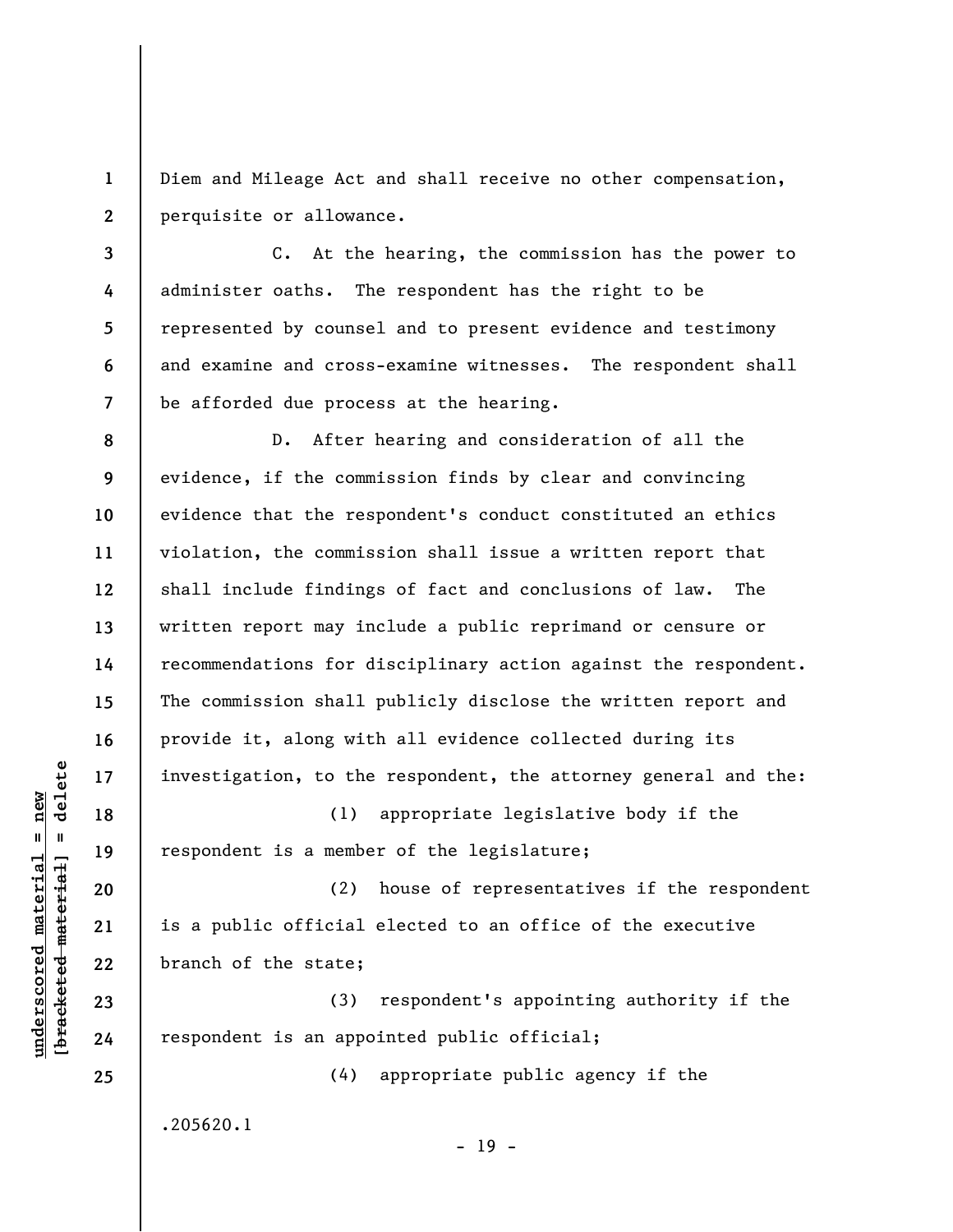Diem and Mileage Act and shall receive no other compensation, perquisite or allowance.

C. At the hearing, the commission has the power to administer oaths. The respondent has the right to be represented by counsel and to present evidence and testimony and examine and cross-examine witnesses. The respondent shall be afforded due process at the hearing.

D. After hearing and consideration of all the evidence, if the commission finds by clear and convincing evidence that the respondent's conduct constituted an ethics violation, the commission shall issue a written report that shall include findings of fact and conclusions of law. The written report may include a public reprimand or censure or recommendations for disciplinary action against the respondent. The commission shall publicly disclose the written report and provide it, along with all evidence collected during its investigation, to the respondent, the attorney general and the:

(1) appropriate legislative body if the respondent is a member of the legislature;

(2) house of representatives if the respondent is a public official elected to an office of the executive branch of the state;

(3) respondent's appointing authority if the respondent is an appointed public official;

(4) appropriate public agency if the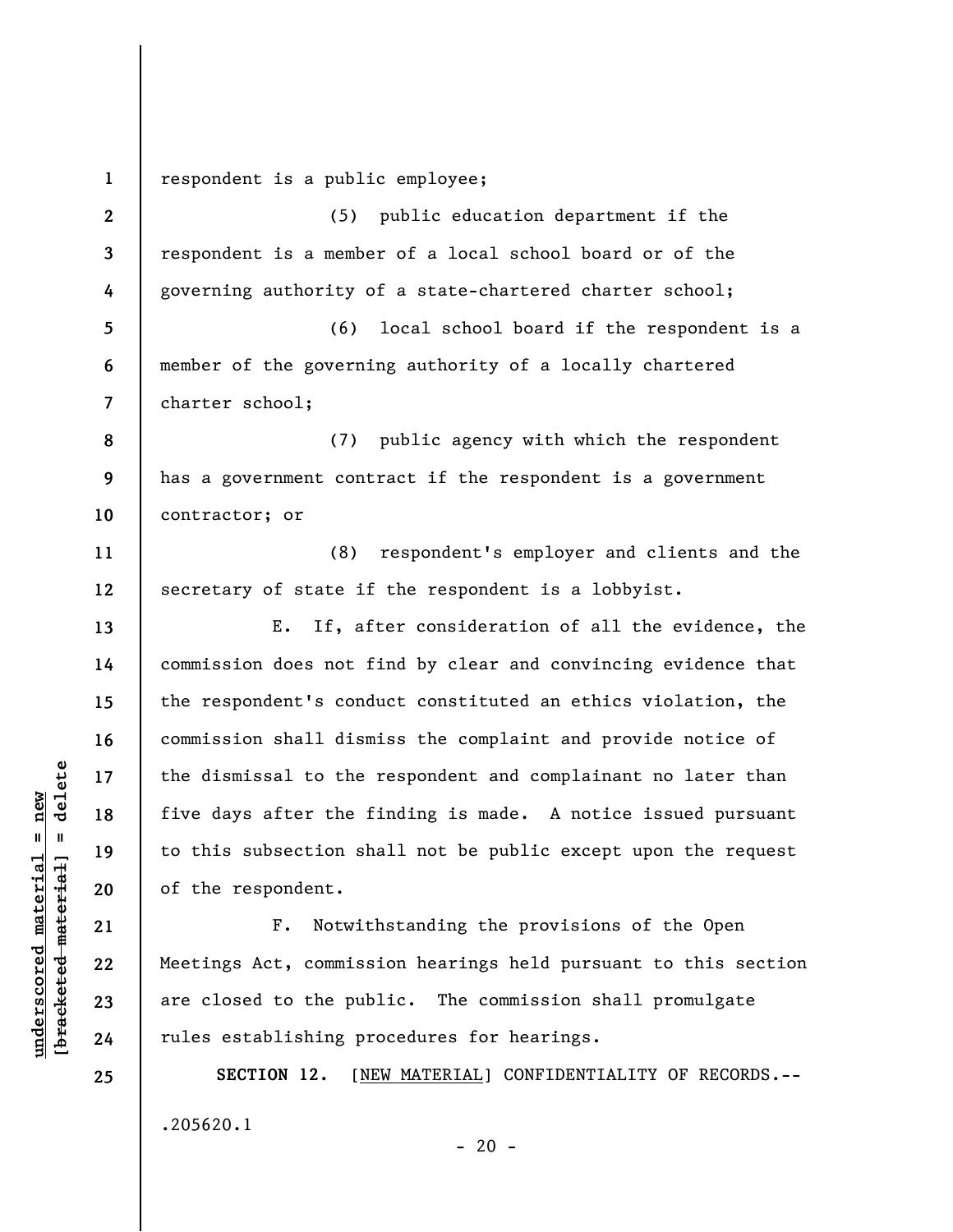respondent is a public employee;

(5) public education department if the respondent is a member of a local school board or of the governing authority of a state-chartered charter school;

(6) local school board if the respondent is a member of the governing authority of a locally chartered charter school;

(7) public agency with which the respondent has a government contract if the respondent is a government contractor; or

(8) respondent's employer and clients and the secretary of state if the respondent is a lobbyist.

E. If, after consideration of all the evidence, the commission does not find by clear and convincing evidence that the respondent's conduct constituted an ethics violation, the commission shall dismiss the complaint and provide notice of the dismissal to the respondent and complainant no later than five days after the finding is made. A notice issued pursuant to this subsection shall not be public except upon the request of the respondent.

F. Notwithstanding the provisions of the Open Meetings Act, commission hearings held pursuant to this section are closed to the public. The commission shall promulgate rules establishing procedures for hearings.

**SECTION 12.** [NEW MATERIAL] CONFIDENTIALITY OF RECORDS.--

.205620.1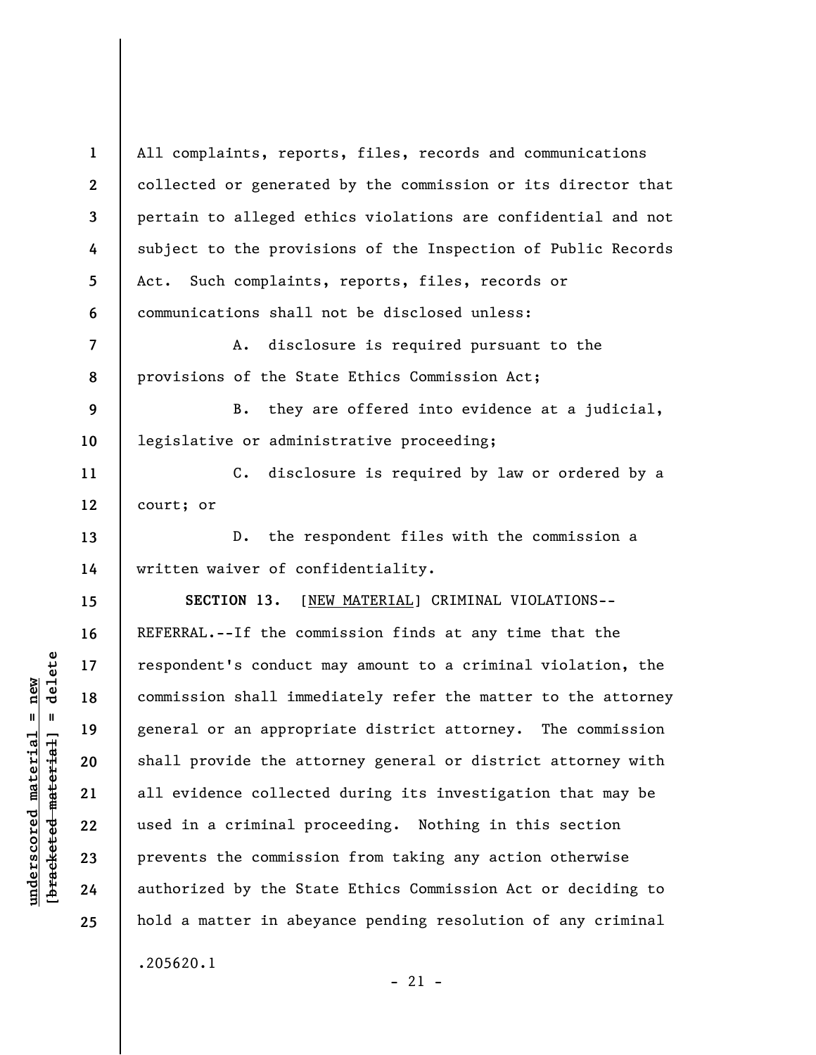All complaints, reports, files, records and communications collected or generated by the commission or its director that pertain to alleged ethics violations are confidential and not subject to the provisions of the Inspection of Public Records Act. Such complaints, reports, files, records or communications shall not be disclosed unless:

A. disclosure is required pursuant to the provisions of the State Ethics Commission Act;

B. they are offered into evidence at a judicial, legislative or administrative proceeding;

C. disclosure is required by law or ordered by a court; or

D. the respondent files with the commission a written waiver of confidentiality.

**SECTION 13.** [NEW MATERIAL] CRIMINAL VIOLATIONS--REFERRAL.--If the commission finds at any time that the respondent's conduct may amount to a criminal violation, the commission shall immediately refer the matter to the attorney general or an appropriate district attorney. The commission shall provide the attorney general or district attorney with all evidence collected during its investigation that may be used in a criminal proceeding. Nothing in this section prevents the commission from taking any action otherwise authorized by the State Ethics Commission Act or deciding to hold a matter in abeyance pending resolution of any criminal

.205620.1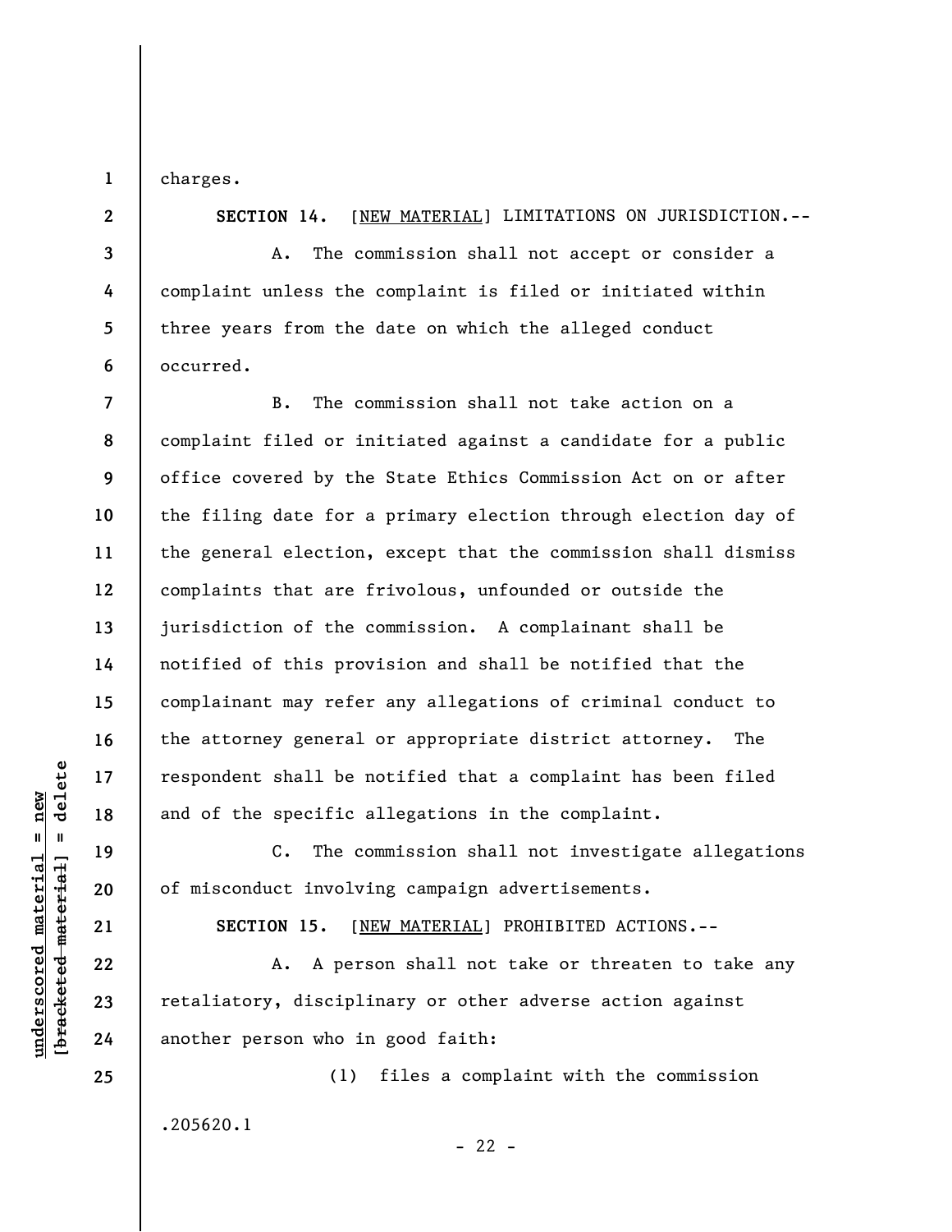charges.

**SECTION 14.** [NEW MATERIAL] LIMITATIONS ON JURISDICTION.--

A. The commission shall not accept or consider a complaint unless the complaint is filed or initiated within three years from the date on which the alleged conduct occurred.

B. The commission shall not take action on a complaint filed or initiated against a candidate for a public office covered by the State Ethics Commission Act on or after the filing date for a primary election through election day of the general election, except that the commission shall dismiss complaints that are frivolous, unfounded or outside the jurisdiction of the commission. A complainant shall be notified of this provision and shall be notified that the complainant may refer any allegations of criminal conduct to the attorney general or appropriate district attorney. The respondent shall be notified that a complaint has been filed and of the specific allegations in the complaint.

C. The commission shall not investigate allegations of misconduct involving campaign advertisements.

**SECTION 15.** [NEW MATERIAL] PROHIBITED ACTIONS.--

A. A person shall not take or threaten to take any retaliatory, disciplinary or other adverse action against another person who in good faith:

(1) files a complaint with the commission

.205620.1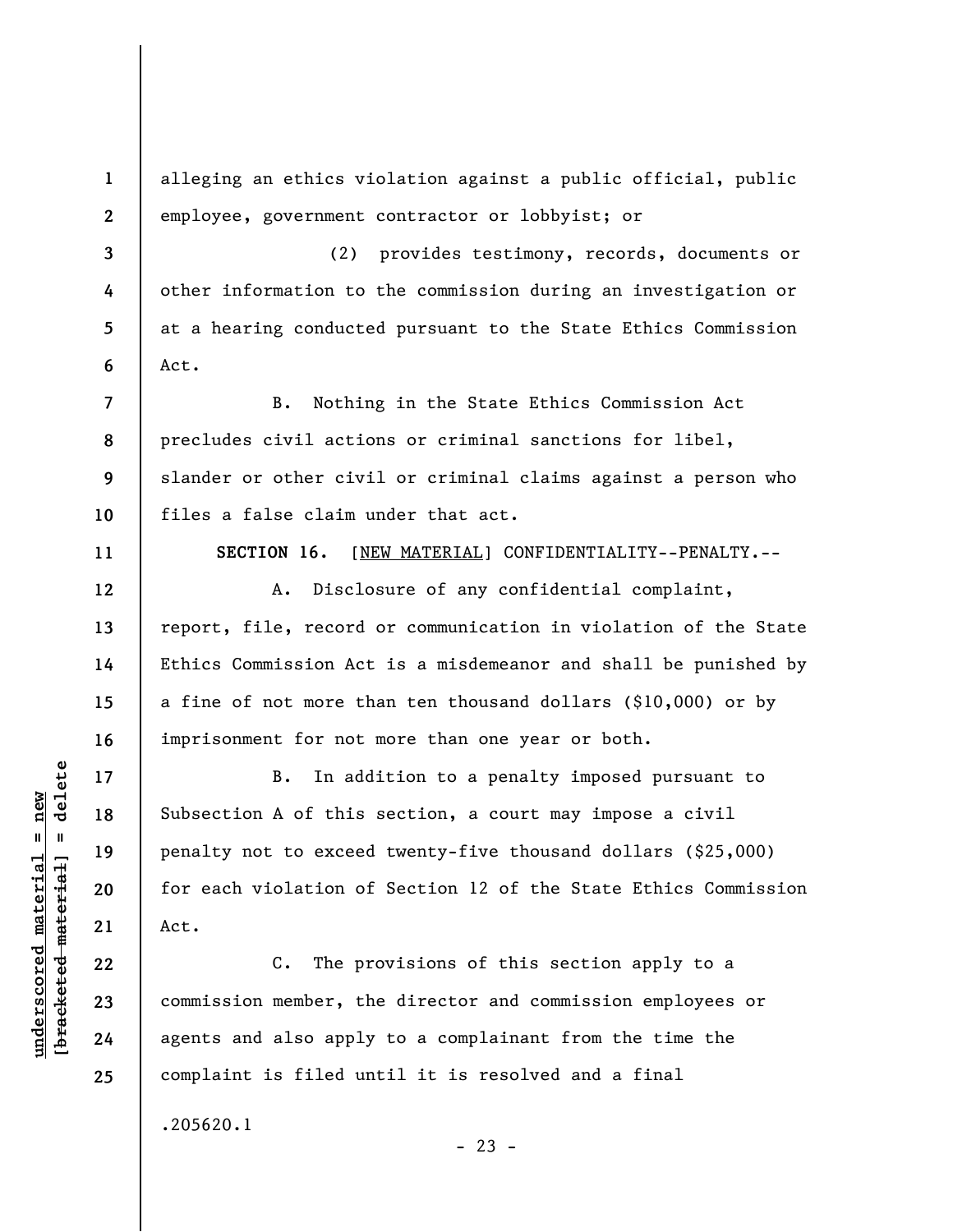alleging an ethics violation against a public official, public employee, government contractor or lobbyist; or

(2) provides testimony, records, documents or other information to the commission during an investigation or at a hearing conducted pursuant to the State Ethics Commission Act.

B. Nothing in the State Ethics Commission Act precludes civil actions or criminal sanctions for libel, slander or other civil or criminal claims against a person who files a false claim under that act.

**SECTION 16.** [NEW MATERIAL] CONFIDENTIALITY--PENALTY.--

A. Disclosure of any confidential complaint, report, file, record or communication in violation of the State Ethics Commission Act is a misdemeanor and shall be punished by a fine of not more than ten thousand dollars ($10,000) or by imprisonment for not more than one year or both.

B. In addition to a penalty imposed pursuant to Subsection A of this section, a court may impose a civil penalty not to exceed twenty-five thousand dollars ($25,000) for each violation of Section 12 of the State Ethics Commission Act.

C. The provisions of this section apply to a commission member, the director and commission employees or agents and also apply to a complainant from the time the complaint is filed until it is resolved and a final

.205620.1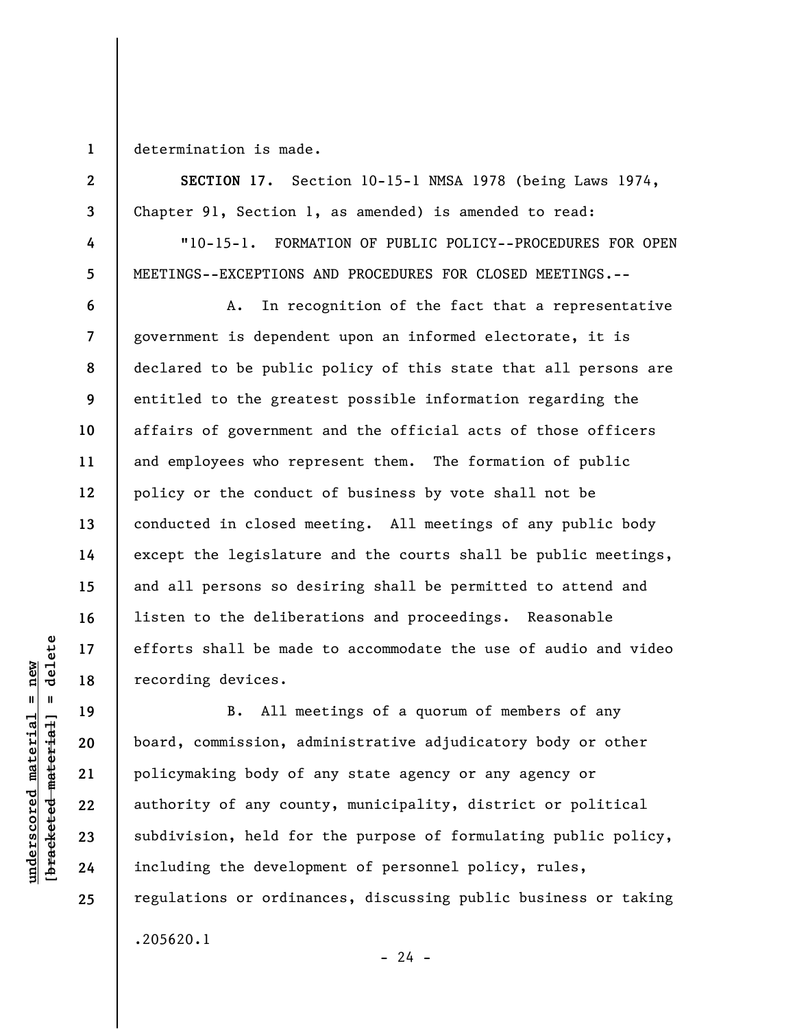determination is made.

**SECTION 17.** Section 10-15-1 NMSA 1978 (being Laws 1974, Chapter 91, Section 1, as amended) is amended to read:

"10-15-1. FORMATION OF PUBLIC POLICY--PROCEDURES FOR OPEN MEETINGS--EXCEPTIONS AND PROCEDURES FOR CLOSED MEETINGS.--

A. In recognition of the fact that a representative government is dependent upon an informed electorate, it is declared to be public policy of this state that all persons are entitled to the greatest possible information regarding the affairs of government and the official acts of those officers and employees who represent them. The formation of public policy or the conduct of business by vote shall not be conducted in closed meeting. All meetings of any public body except the legislature and the courts shall be public meetings, and all persons so desiring shall be permitted to attend and listen to the deliberations and proceedings. Reasonable efforts shall be made to accommodate the use of audio and video recording devices.

B. All meetings of a quorum of members of any board, commission, administrative adjudicatory body or other policymaking body of any state agency or any agency or authority of any county, municipality, district or political subdivision, held for the purpose of formulating public policy, including the development of personnel policy, rules, regulations or ordinances, discussing public business or taking

.205620.1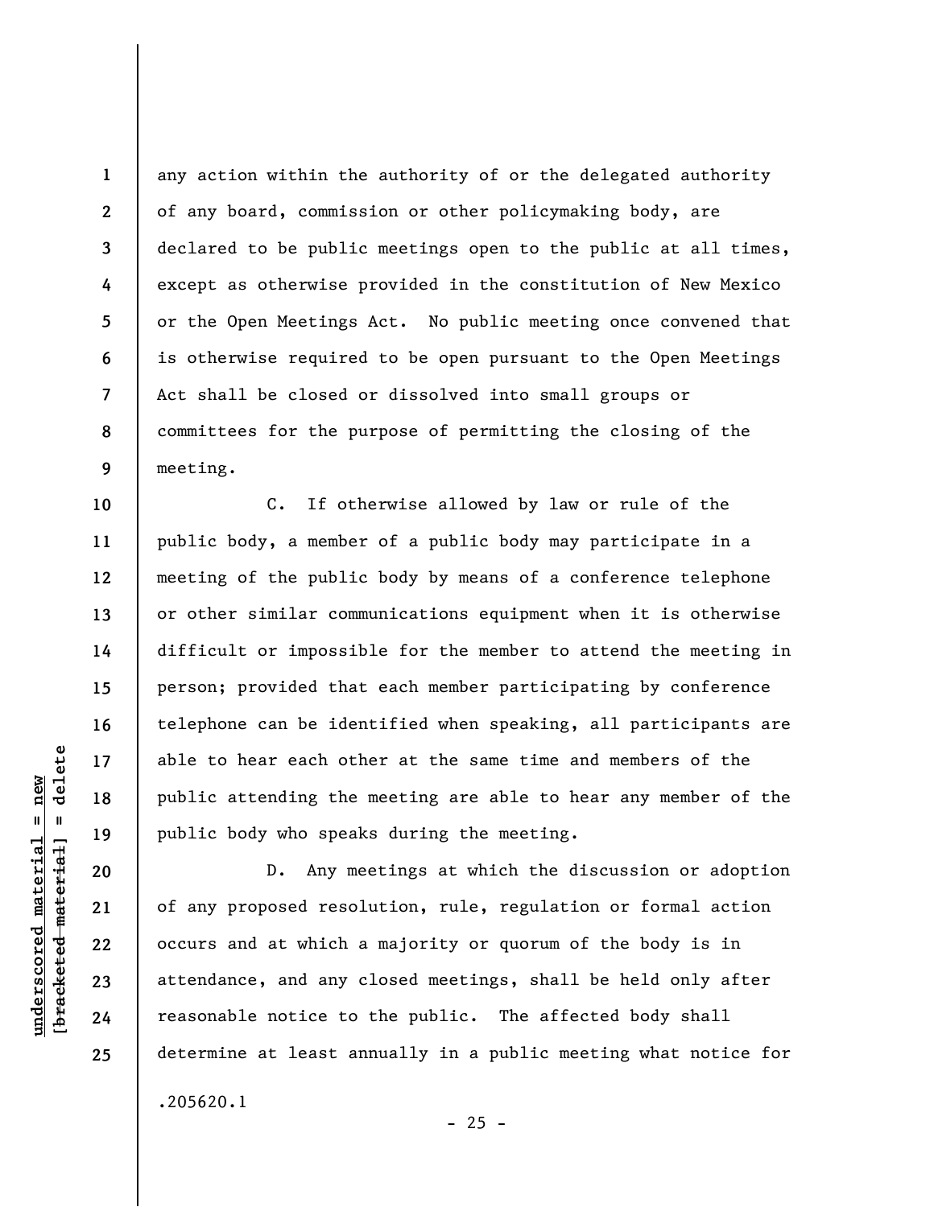any action within the authority of or the delegated authority of any board, commission or other policymaking body, are declared to be public meetings open to the public at all times, except as otherwise provided in the constitution of New Mexico or the Open Meetings Act. No public meeting once convened that is otherwise required to be open pursuant to the Open Meetings Act shall be closed or dissolved into small groups or committees for the purpose of permitting the closing of the meeting.

C. If otherwise allowed by law or rule of the public body, a member of a public body may participate in a meeting of the public body by means of a conference telephone or other similar communications equipment when it is otherwise difficult or impossible for the member to attend the meeting in person; provided that each member participating by conference telephone can be identified when speaking, all participants are able to hear each other at the same time and members of the public attending the meeting are able to hear any member of the public body who speaks during the meeting.

D. Any meetings at which the discussion or adoption of any proposed resolution, rule, regulation or formal action occurs and at which a majority or quorum of the body is in attendance, and any closed meetings, shall be held only after reasonable notice to the public. The affected body shall determine at least annually in a public meeting what notice for

.205620.1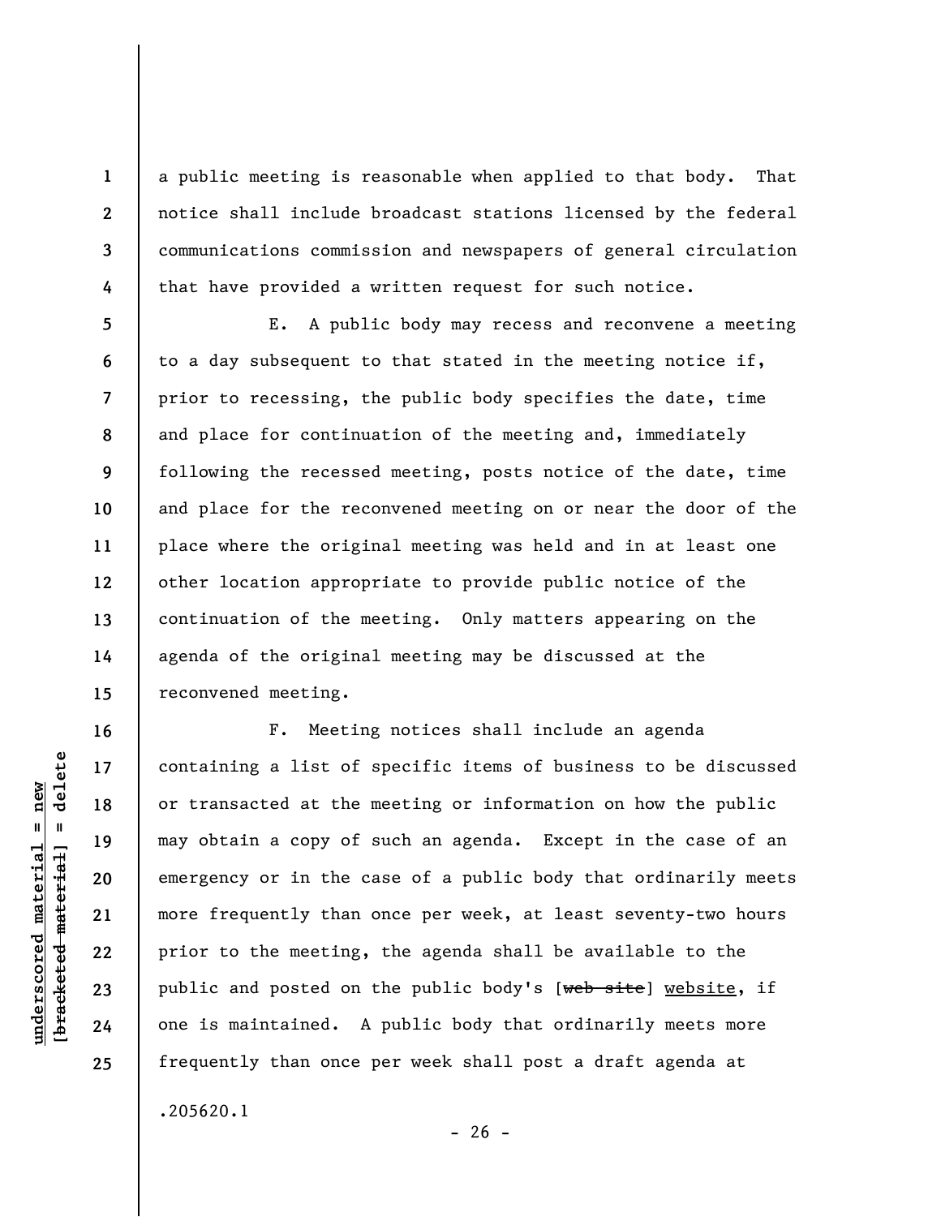a public meeting is reasonable when applied to that body. That notice shall include broadcast stations licensed by the federal communications commission and newspapers of general circulation that have provided a written request for such notice.

E. A public body may recess and reconvene a meeting to a day subsequent to that stated in the meeting notice if, prior to recessing, the public body specifies the date, time and place for continuation of the meeting and, immediately following the recessed meeting, posts notice of the date, time and place for the reconvened meeting on or near the door of the place where the original meeting was held and in at least one other location appropriate to provide public notice of the continuation of the meeting. Only matters appearing on the agenda of the original meeting may be discussed at the reconvened meeting.

F. Meeting notices shall include an agenda containing a list of specific items of business to be discussed or transacted at the meeting or information on how the public may obtain a copy of such an agenda. Except in the case of an emergency or in the case of a public body that ordinarily meets more frequently than once per week, at least seventy-two hours prior to the meeting, the agenda shall be available to the public and posted on the public body's [~~web site~~] <u>website</u>, if one is maintained. A public body that ordinarily meets more frequently than once per week shall post a draft agenda at

.205620.1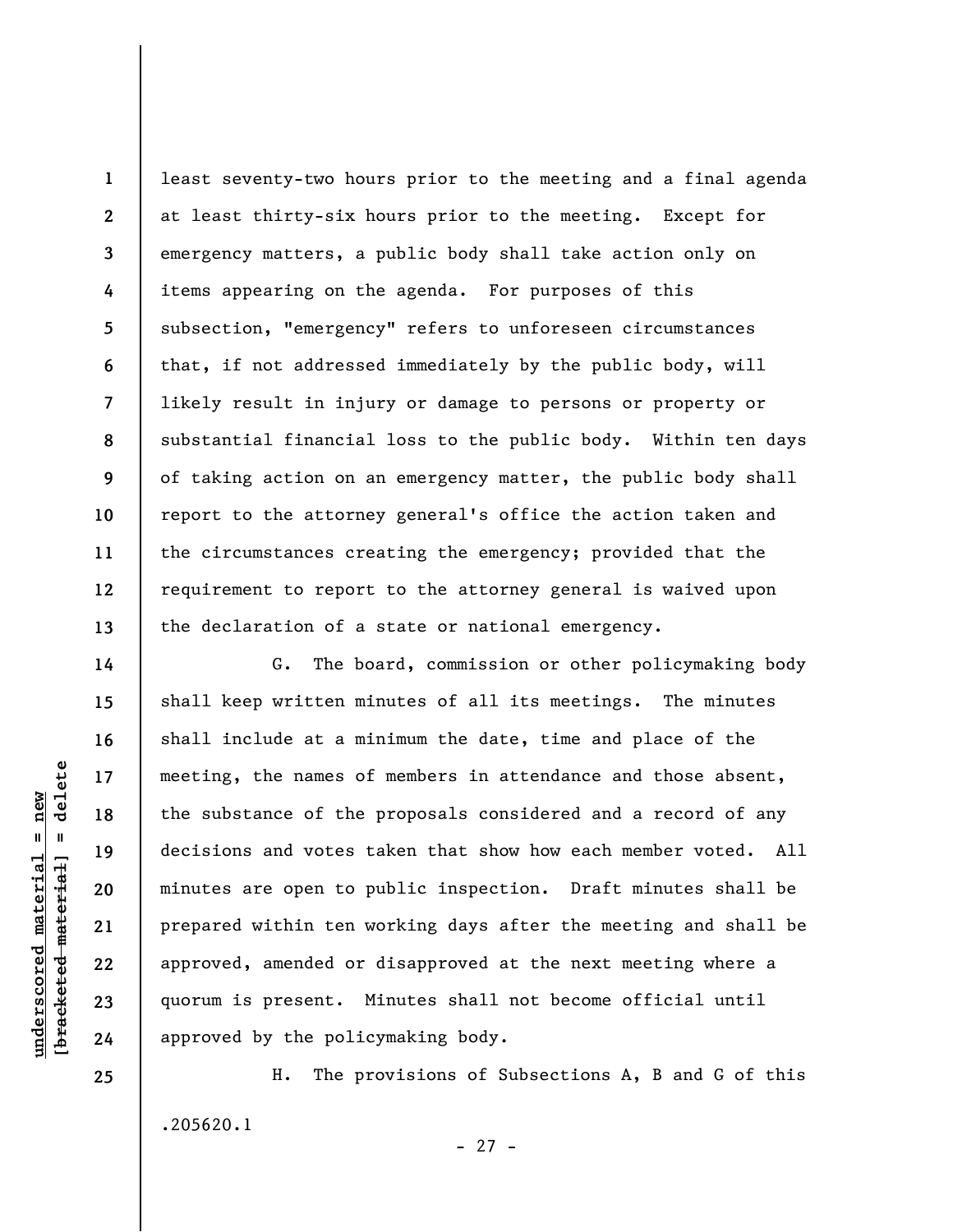least seventy-two hours prior to the meeting and a final agenda at least thirty-six hours prior to the meeting. Except for emergency matters, a public body shall take action only on items appearing on the agenda. For purposes of this subsection, "emergency" refers to unforeseen circumstances that, if not addressed immediately by the public body, will likely result in injury or damage to persons or property or substantial financial loss to the public body. Within ten days of taking action on an emergency matter, the public body shall report to the attorney general's office the action taken and the circumstances creating the emergency; provided that the requirement to report to the attorney general is waived upon the declaration of a state or national emergency.

G. The board, commission or other policymaking body shall keep written minutes of all its meetings. The minutes shall include at a minimum the date, time and place of the meeting, the names of members in attendance and those absent, the substance of the proposals considered and a record of any decisions and votes taken that show how each member voted. All minutes are open to public inspection. Draft minutes shall be prepared within ten working days after the meeting and shall be approved, amended or disapproved at the next meeting where a quorum is present. Minutes shall not become official until approved by the policymaking body.

H. The provisions of Subsections A, B and G of this

.205620.1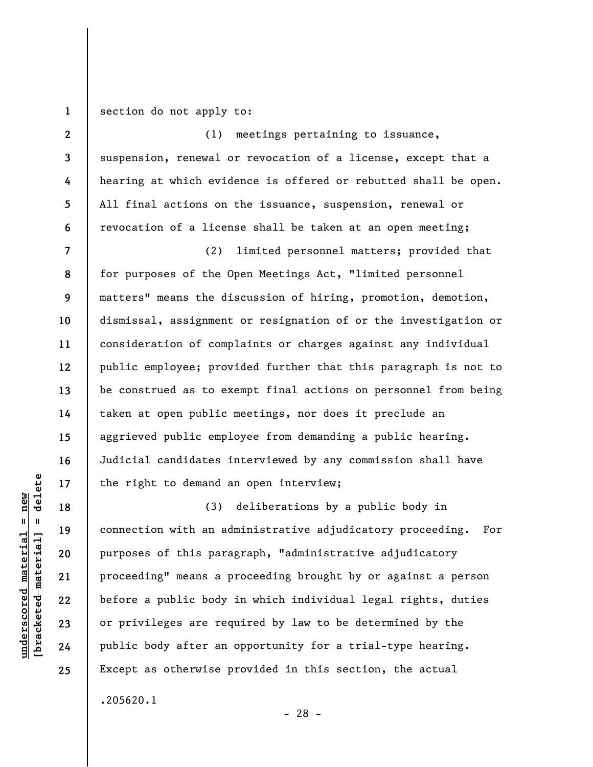section do not apply to:

(1) meetings pertaining to issuance, suspension, renewal or revocation of a license, except that a hearing at which evidence is offered or rebutted shall be open. All final actions on the issuance, suspension, renewal or revocation of a license shall be taken at an open meeting;

(2) limited personnel matters; provided that for purposes of the Open Meetings Act, "limited personnel matters" means the discussion of hiring, promotion, demotion, dismissal, assignment or resignation of or the investigation or consideration of complaints or charges against any individual public employee; provided further that this paragraph is not to be construed as to exempt final actions on personnel from being taken at open public meetings, nor does it preclude an aggrieved public employee from demanding a public hearing. Judicial candidates interviewed by any commission shall have the right to demand an open interview;

(3) deliberations by a public body in connection with an administrative adjudicatory proceeding. For purposes of this paragraph, "administrative adjudicatory proceeding" means a proceeding brought by or against a person before a public body in which individual legal rights, duties or privileges are required by law to be determined by the public body after an opportunity for a trial-type hearing. Except as otherwise provided in this section, the actual

.205620.1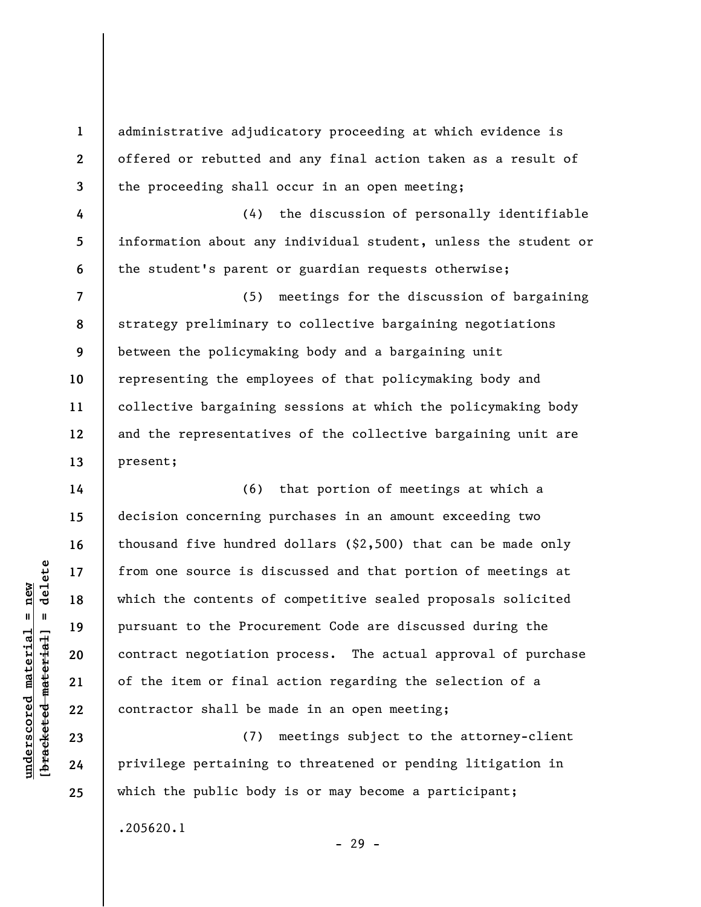administrative adjudicatory proceeding at which evidence is offered or rebutted and any final action taken as a result of the proceeding shall occur in an open meeting;

(4) the discussion of personally identifiable information about any individual student, unless the student or the student's parent or guardian requests otherwise;

(5) meetings for the discussion of bargaining strategy preliminary to collective bargaining negotiations between the policymaking body and a bargaining unit representing the employees of that policymaking body and collective bargaining sessions at which the policymaking body and the representatives of the collective bargaining unit are present;

(6) that portion of meetings at which a decision concerning purchases in an amount exceeding two thousand five hundred dollars ($2,500) that can be made only from one source is discussed and that portion of meetings at which the contents of competitive sealed proposals solicited pursuant to the Procurement Code are discussed during the contract negotiation process. The actual approval of purchase of the item or final action regarding the selection of a contractor shall be made in an open meeting;

(7) meetings subject to the attorney-client privilege pertaining to threatened or pending litigation in which the public body is or may become a participant;

.205620.1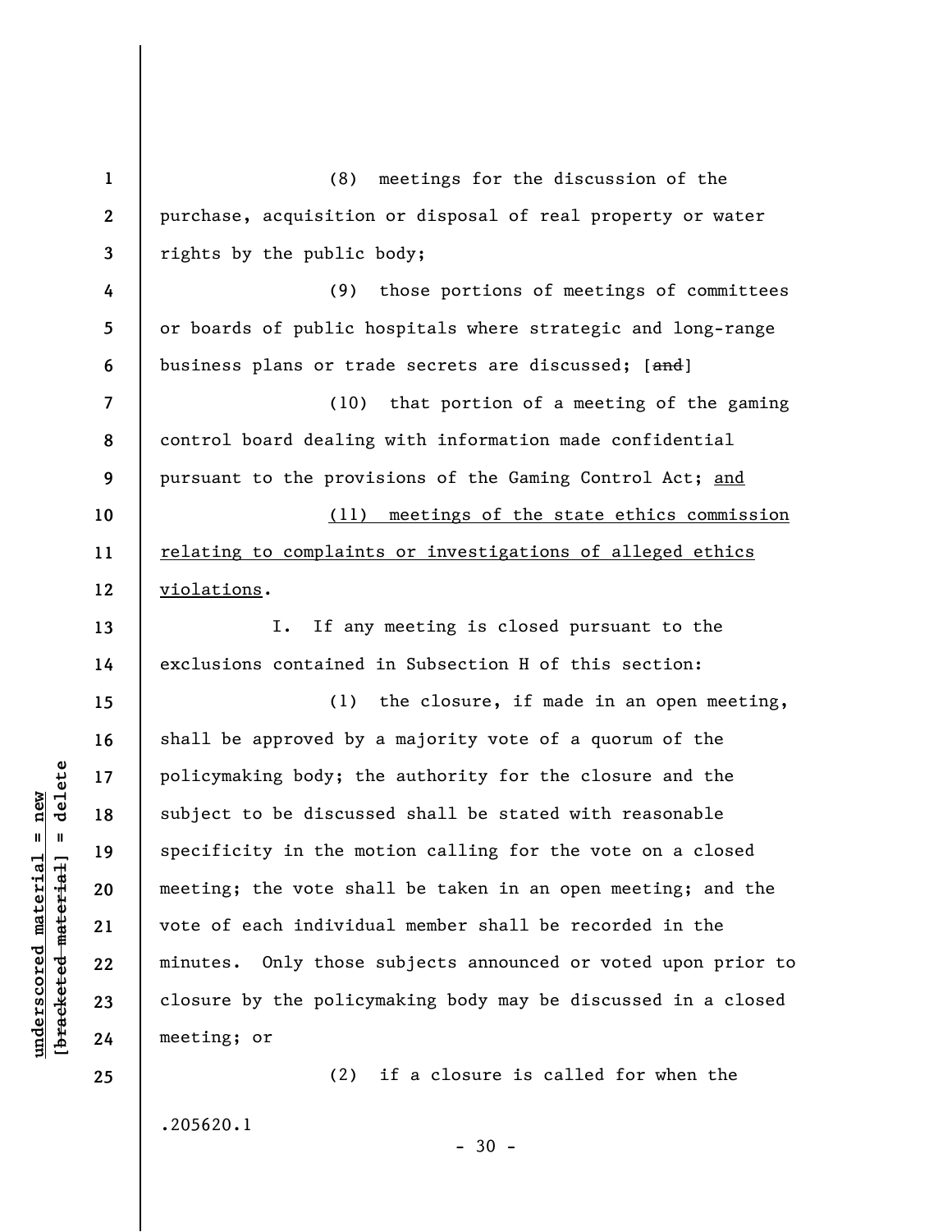(8) meetings for the discussion of the purchase, acquisition or disposal of real property or water rights by the public body;

(9) those portions of meetings of committees or boards of public hospitals where strategic and long-range business plans or trade secrets are discussed; [~~and~~]

(10) that portion of a meeting of the gaming control board dealing with information made confidential pursuant to the provisions of the Gaming Control Act; <u>and</u>

<u>(11) meetings of the state ethics commission relating to complaints or investigations of alleged ethics violations</u>.

I. If any meeting is closed pursuant to the exclusions contained in Subsection H of this section:

(1) the closure, if made in an open meeting, shall be approved by a majority vote of a quorum of the policymaking body; the authority for the closure and the subject to be discussed shall be stated with reasonable specificity in the motion calling for the vote on a closed meeting; the vote shall be taken in an open meeting; and the vote of each individual member shall be recorded in the minutes. Only those subjects announced or voted upon prior to closure by the policymaking body may be discussed in a closed meeting; or

(2) if a closure is called for when the

.205620.1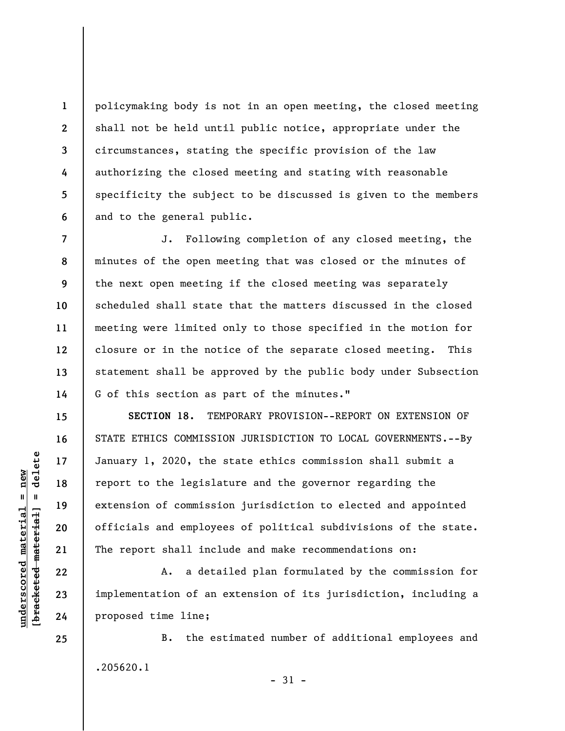policymaking body is not in an open meeting, the closed meeting shall not be held until public notice, appropriate under the circumstances, stating the specific provision of the law authorizing the closed meeting and stating with reasonable specificity the subject to be discussed is given to the members and to the general public.

J. Following completion of any closed meeting, the minutes of the open meeting that was closed or the minutes of the next open meeting if the closed meeting was separately scheduled shall state that the matters discussed in the closed meeting were limited only to those specified in the motion for closure or in the notice of the separate closed meeting. This statement shall be approved by the public body under Subsection G of this section as part of the minutes."

**SECTION 18.** TEMPORARY PROVISION--REPORT ON EXTENSION OF STATE ETHICS COMMISSION JURISDICTION TO LOCAL GOVERNMENTS.--By January 1, 2020, the state ethics commission shall submit a report to the legislature and the governor regarding the extension of commission jurisdiction to elected and appointed officials and employees of political subdivisions of the state. The report shall include and make recommendations on:

A. a detailed plan formulated by the commission for implementation of an extension of its jurisdiction, including a proposed time line;

B. the estimated number of additional employees and

.205620.1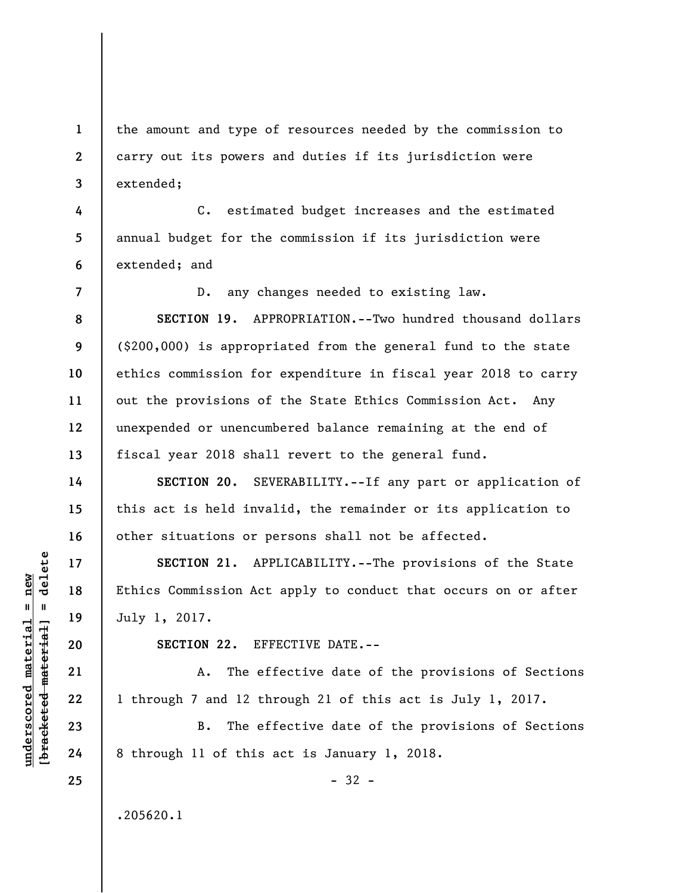the amount and type of resources needed by the commission to carry out its powers and duties if its jurisdiction were extended;

C. estimated budget increases and the estimated annual budget for the commission if its jurisdiction were extended; and

D. any changes needed to existing law.

**SECTION 19.** APPROPRIATION.--Two hundred thousand dollars ($200,000) is appropriated from the general fund to the state ethics commission for expenditure in fiscal year 2018 to carry out the provisions of the State Ethics Commission Act. Any unexpended or unencumbered balance remaining at the end of fiscal year 2018 shall revert to the general fund.

**SECTION 20.** SEVERABILITY.--If any part or application of this act is held invalid, the remainder or its application to other situations or persons shall not be affected.

**SECTION 21.** APPLICABILITY.--The provisions of the State Ethics Commission Act apply to conduct that occurs on or after July 1, 2017.

**SECTION 22.** EFFECTIVE DATE.--

A. The effective date of the provisions of Sections 1 through 7 and 12 through 21 of this act is July 1, 2017.

B. The effective date of the provisions of Sections 8 through 11 of this act is January 1, 2018.

.205620.1